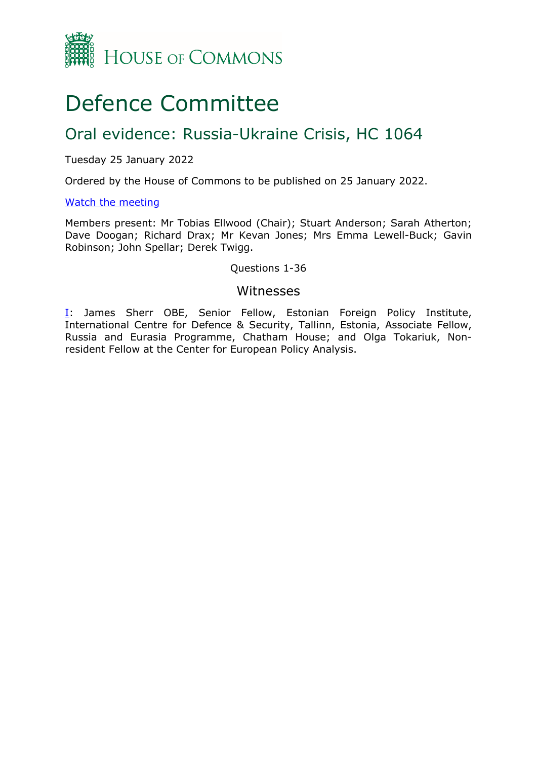HOUSE OF COMMONS

# Defence Committee

## Oral evidence: Russia-Ukraine Crisis, HC 1064

Tuesday 25 January 2022

Ordered by the House of Commons to be published on 25 January 2022.

[Watch the meeting]

Members present: Mr Tobias Ellwood (Chair); Stuart Anderson; Sarah Atherton; Dave Doogan; Richard Drax; Mr Kevan Jones; Mrs Emma Lewell-Buck; Gavin Robinson; John Spellar; Derek Twigg.

Questions 1-36

### Witnesses

[I]: James Sherr OBE, Senior Fellow, Estonian Foreign Policy Institute, International Centre for Defence & Security, Tallinn, Estonia, Associate Fellow, Russia and Eurasia Programme, Chatham House; and Olga Tokariuk, Non-resident Fellow at the Center for European Policy Analysis.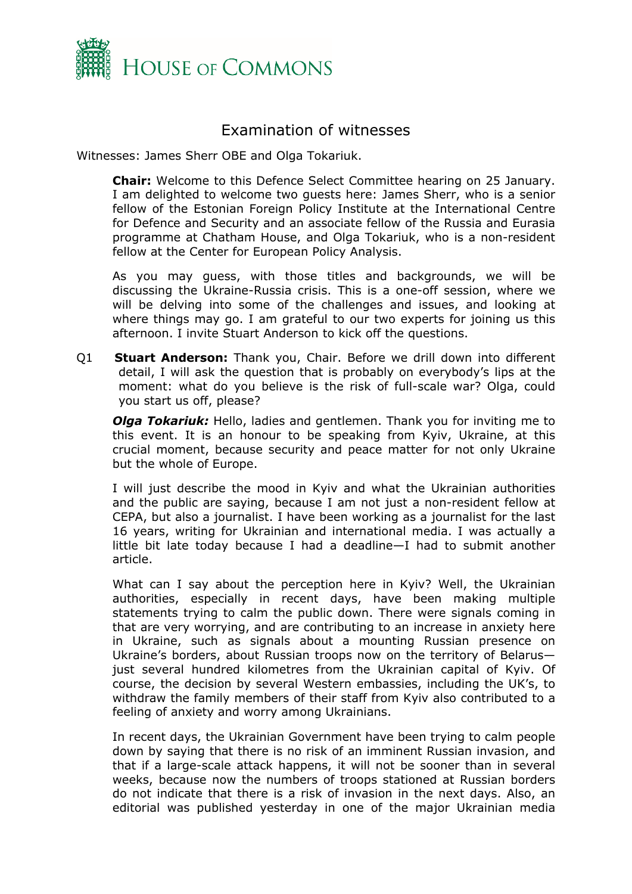# Examination of witnesses

Witnesses: James Sherr OBE and Olga Tokariuk.

**Chair:** Welcome to this Defence Select Committee hearing on 25 January. I am delighted to welcome two guests here: James Sherr, who is a senior fellow of the Estonian Foreign Policy Institute at the International Centre for Defence and Security and an associate fellow of the Russia and Eurasia programme at Chatham House, and Olga Tokariuk, who is a non-resident fellow at the Center for European Policy Analysis.

As you may guess, with those titles and backgrounds, we will be discussing the Ukraine-Russia crisis. This is a one-off session, where we will be delving into some of the challenges and issues, and looking at where things may go. I am grateful to our two experts for joining us this afternoon. I invite Stuart Anderson to kick off the questions.

Q1 **Stuart Anderson:** Thank you, Chair. Before we drill down into different detail, I will ask the question that is probably on everybody's lips at the moment: what do you believe is the risk of full-scale war? Olga, could you start us off, please?

***Olga Tokariuk:*** Hello, ladies and gentlemen. Thank you for inviting me to this event. It is an honour to be speaking from Kyiv, Ukraine, at this crucial moment, because security and peace matter for not only Ukraine but the whole of Europe.

I will just describe the mood in Kyiv and what the Ukrainian authorities and the public are saying, because I am not just a non-resident fellow at CEPA, but also a journalist. I have been working as a journalist for the last 16 years, writing for Ukrainian and international media. I was actually a little bit late today because I had a deadline—I had to submit another article.

What can I say about the perception here in Kyiv? Well, the Ukrainian authorities, especially in recent days, have been making multiple statements trying to calm the public down. There were signals coming in that are very worrying, and are contributing to an increase in anxiety here in Ukraine, such as signals about a mounting Russian presence on Ukraine's borders, about Russian troops now on the territory of Belarus—just several hundred kilometres from the Ukrainian capital of Kyiv. Of course, the decision by several Western embassies, including the UK's, to withdraw the family members of their staff from Kyiv also contributed to a feeling of anxiety and worry among Ukrainians.

In recent days, the Ukrainian Government have been trying to calm people down by saying that there is no risk of an imminent Russian invasion, and that if a large-scale attack happens, it will not be sooner than in several weeks, because now the numbers of troops stationed at Russian borders do not indicate that there is a risk of invasion in the next days. Also, an editorial was published yesterday in one of the major Ukrainian media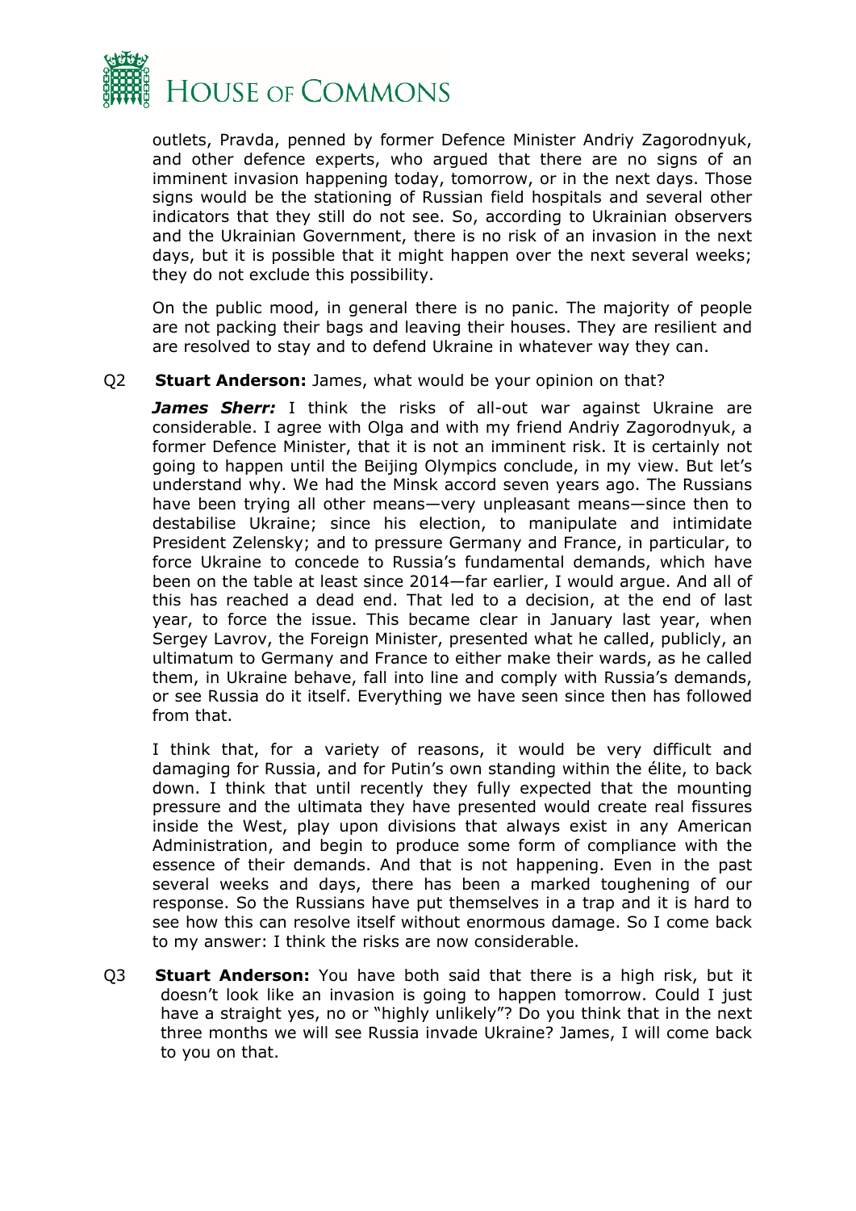outlets, Pravda, penned by former Defence Minister Andriy Zagorodnyuk, and other defence experts, who argued that there are no signs of an imminent invasion happening today, tomorrow, or in the next days. Those signs would be the stationing of Russian field hospitals and several other indicators that they still do not see. So, according to Ukrainian observers and the Ukrainian Government, there is no risk of an invasion in the next days, but it is possible that it might happen over the next several weeks; they do not exclude this possibility.

On the public mood, in general there is no panic. The majority of people are not packing their bags and leaving their houses. They are resilient and are resolved to stay and to defend Ukraine in whatever way they can.

Q2 **Stuart Anderson:** James, what would be your opinion on that?

***James Sherr:*** I think the risks of all-out war against Ukraine are considerable. I agree with Olga and with my friend Andriy Zagorodnyuk, a former Defence Minister, that it is not an imminent risk. It is certainly not going to happen until the Beijing Olympics conclude, in my view. But let's understand why. We had the Minsk accord seven years ago. The Russians have been trying all other means—very unpleasant means—since then to destabilise Ukraine; since his election, to manipulate and intimidate President Zelensky; and to pressure Germany and France, in particular, to force Ukraine to concede to Russia's fundamental demands, which have been on the table at least since 2014—far earlier, I would argue. And all of this has reached a dead end. That led to a decision, at the end of last year, to force the issue. This became clear in January last year, when Sergey Lavrov, the Foreign Minister, presented what he called, publicly, an ultimatum to Germany and France to either make their wards, as he called them, in Ukraine behave, fall into line and comply with Russia's demands, or see Russia do it itself. Everything we have seen since then has followed from that.

I think that, for a variety of reasons, it would be very difficult and damaging for Russia, and for Putin's own standing within the élite, to back down. I think that until recently they fully expected that the mounting pressure and the ultimata they have presented would create real fissures inside the West, play upon divisions that always exist in any American Administration, and begin to produce some form of compliance with the essence of their demands. And that is not happening. Even in the past several weeks and days, there has been a marked toughening of our response. So the Russians have put themselves in a trap and it is hard to see how this can resolve itself without enormous damage. So I come back to my answer: I think the risks are now considerable.

Q3 **Stuart Anderson:** You have both said that there is a high risk, but it doesn't look like an invasion is going to happen tomorrow. Could I just have a straight yes, no or "highly unlikely"? Do you think that in the next three months we will see Russia invade Ukraine? James, I will come back to you on that.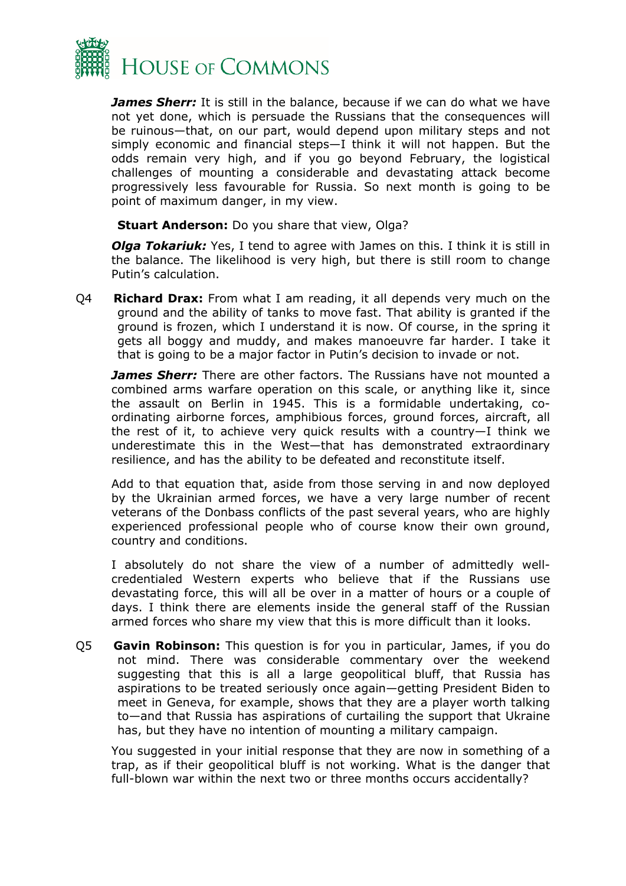***James Sherr:*** It is still in the balance, because if we can do what we have not yet done, which is persuade the Russians that the consequences will be ruinous—that, on our part, would depend upon military steps and not simply economic and financial steps—I think it will not happen. But the odds remain very high, and if you go beyond February, the logistical challenges of mounting a considerable and devastating attack become progressively less favourable for Russia. So next month is going to be point of maximum danger, in my view.

**Stuart Anderson:** Do you share that view, Olga?

***Olga Tokariuk:*** Yes, I tend to agree with James on this. I think it is still in the balance. The likelihood is very high, but there is still room to change Putin's calculation.

Q4 **Richard Drax:** From what I am reading, it all depends very much on the ground and the ability of tanks to move fast. That ability is granted if the ground is frozen, which I understand it is now. Of course, in the spring it gets all boggy and muddy, and makes manoeuvre far harder. I take it that is going to be a major factor in Putin's decision to invade or not.

***James Sherr:*** There are other factors. The Russians have not mounted a combined arms warfare operation on this scale, or anything like it, since the assault on Berlin in 1945. This is a formidable undertaking, co-ordinating airborne forces, amphibious forces, ground forces, aircraft, all the rest of it, to achieve very quick results with a country—I think we underestimate this in the West—that has demonstrated extraordinary resilience, and has the ability to be defeated and reconstitute itself.

Add to that equation that, aside from those serving in and now deployed by the Ukrainian armed forces, we have a very large number of recent veterans of the Donbass conflicts of the past several years, who are highly experienced professional people who of course know their own ground, country and conditions.

I absolutely do not share the view of a number of admittedly well-credentialed Western experts who believe that if the Russians use devastating force, this will all be over in a matter of hours or a couple of days. I think there are elements inside the general staff of the Russian armed forces who share my view that this is more difficult than it looks.

Q5 **Gavin Robinson:** This question is for you in particular, James, if you do not mind. There was considerable commentary over the weekend suggesting that this is all a large geopolitical bluff, that Russia has aspirations to be treated seriously once again—getting President Biden to meet in Geneva, for example, shows that they are a player worth talking to—and that Russia has aspirations of curtailing the support that Ukraine has, but they have no intention of mounting a military campaign.

You suggested in your initial response that they are now in something of a trap, as if their geopolitical bluff is not working. What is the danger that full-blown war within the next two or three months occurs accidentally?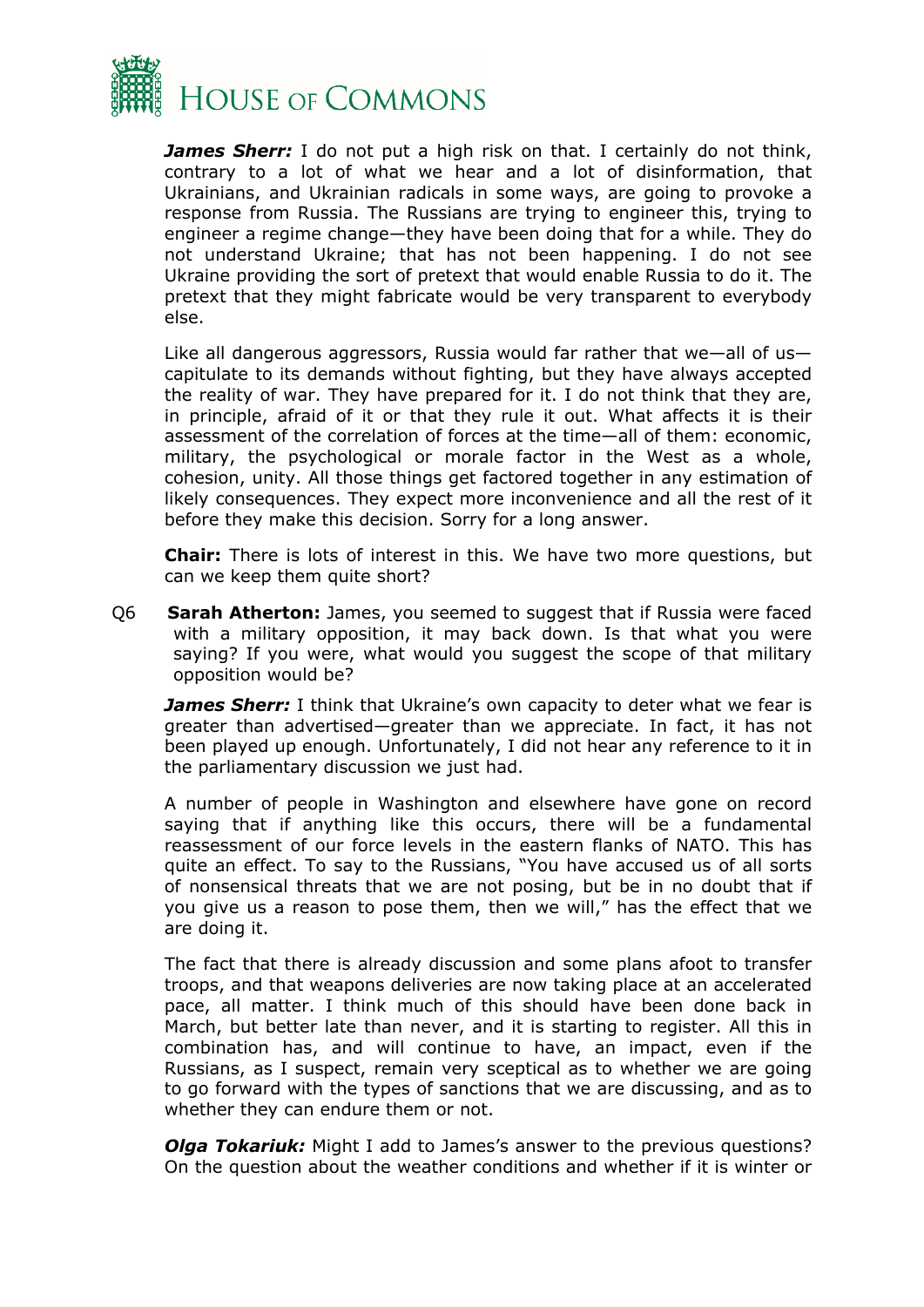***James Sherr:*** I do not put a high risk on that. I certainly do not think, contrary to a lot of what we hear and a lot of disinformation, that Ukrainians, and Ukrainian radicals in some ways, are going to provoke a response from Russia. The Russians are trying to engineer this, trying to engineer a regime change—they have been doing that for a while. They do not understand Ukraine; that has not been happening. I do not see Ukraine providing the sort of pretext that would enable Russia to do it. The pretext that they might fabricate would be very transparent to everybody else.

Like all dangerous aggressors, Russia would far rather that we—all of us—capitulate to its demands without fighting, but they always accepted the reality of war. They have prepared for it. I do not think that they are, in principle, afraid of it or that they rule it out. What affects it is their assessment of the correlation of forces at the time—all of them: economic, military, the psychological or morale factor in the West as a whole, cohesion, unity. All those things get factored together in any estimation of likely consequences. They expect more inconvenience and all the rest of it before they make this decision. Sorry for a long answer.

**Chair:** There is lots of interest in this. We have two more questions, but can we keep them quite short?

Q6 **Sarah Atherton:** James, you seemed to suggest that if Russia were faced with a military opposition, it may back down. Is that what you were saying? If you were, what would you suggest the scope of that military opposition would be?

***James Sherr:*** I think that Ukraine's own capacity to deter what we fear is greater than advertised—greater than we appreciate. In fact, it has not been played up enough. Unfortunately, I did not hear any reference to it in the parliamentary discussion we just had.

A number of people in Washington and elsewhere have gone on record saying that if anything like this occurs, there will be a fundamental reassessment of our force levels in the eastern flanks of NATO. This has quite an effect. To say to the Russians, "You have accused us of all sorts of nonsensical threats that we are not posing, but be in no doubt that if you give us a reason to pose them, then we will," has the effect that we are doing it.

The fact that there is already discussion and some plans afoot to transfer troops, and that weapons deliveries are now taking place at an accelerated pace, all matter. I think much of this should have been done back in March, but better late than never, and it is starting to register. All this in combination has, and will continue to have, an impact, even if the Russians, as I suspect, remain very sceptical as to whether we are going to go forward with the types of sanctions that we are discussing, and as to whether they can endure them or not.

***Olga Tokariuk:*** Might I add to James's answer to the previous questions? On the question about the weather conditions and whether if it is winter or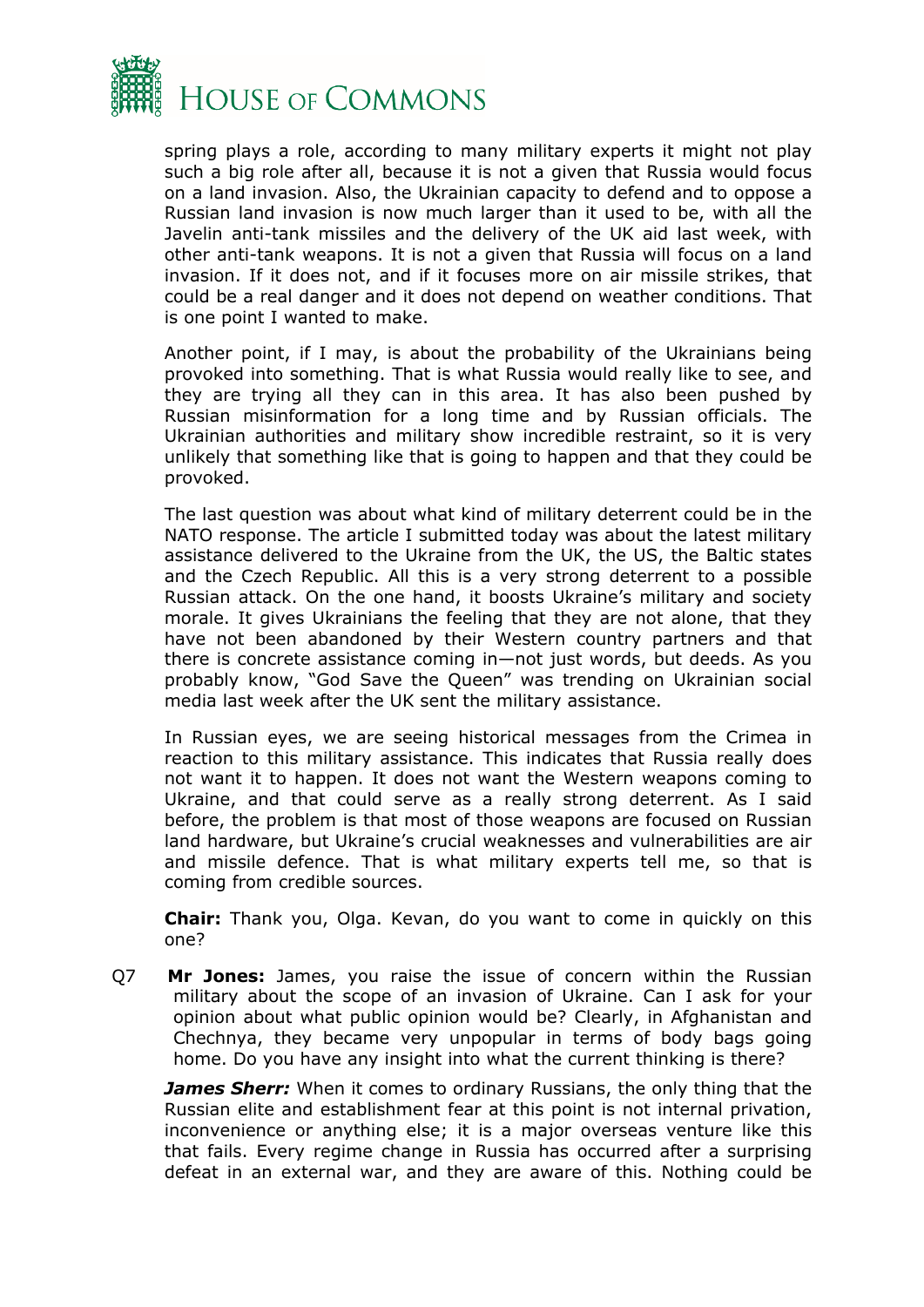spring plays a role, according to many military experts it might not play such a big role after all, because it is not a given that Russia would focus on a land invasion. Also, the Ukrainian capacity to defend and to oppose a Russian land invasion is now much larger than it used to be, with all the Javelin anti-tank missiles and the delivery of the UK aid last week, with other anti-tank weapons. It is not a given that Russia will focus on a land invasion. If it does not, and if it focuses more on air missile strikes, that could be a real danger and it does not depend on weather conditions. That is one point I wanted to make.

Another point, if I may, is about the probability of the Ukrainians being provoked into something. That is what Russia would really like to see, and they are trying all they can in this area. It has also been pushed by Russian misinformation for a long time and by Russian officials. The Ukrainian authorities and military show incredible restraint, so it is very unlikely that something like that is going to happen and that they could be provoked.

The last question was about what kind of military deterrent could be in the NATO response. The article I submitted today was about the latest military assistance delivered to the Ukraine from the UK, the US, the Baltic states and the Czech Republic. All this is a very strong deterrent to a possible Russian attack. On the one hand, it boosts Ukraine's military and society morale. It gives Ukrainians the feeling that they are not alone, that they have not been abandoned by their Western country partners and that there is concrete assistance coming in—not just words, but deeds. As you probably know, "God Save the Queen" was trending on Ukrainian social media last week after the UK sent the military assistance.

In Russian eyes, we are seeing historical messages from the Crimea in reaction to this military assistance. This indicates that Russia really does not want it to happen. It does not want the Western weapons coming to Ukraine, and that could serve as a really strong deterrent. As I said before, the problem is that most of those weapons are focused on Russian land hardware, but Ukraine's crucial weaknesses and vulnerabilities are air and missile defence. That is what military experts tell me, so that is coming from credible sources.

**Chair:** Thank you, Olga. Kevan, do you want to come in quickly on this one?

Q7 **Mr Jones:** James, you raise the issue of concern within the Russian military about the scope of an invasion of Ukraine. Can I ask for your opinion about what public opinion would be? Clearly, in Afghanistan and Chechnya, they became very unpopular in terms of body bags going home. Do you have any insight into what the current thinking is there?

***James Sherr:*** When it comes to ordinary Russians, the only thing that the Russian elite and establishment fear at this point is not internal privation, inconvenience or anything else; it is a major overseas venture like this that fails. Every regime change in Russia has occurred after a surprising defeat in an external war, and they are aware of this. Nothing could be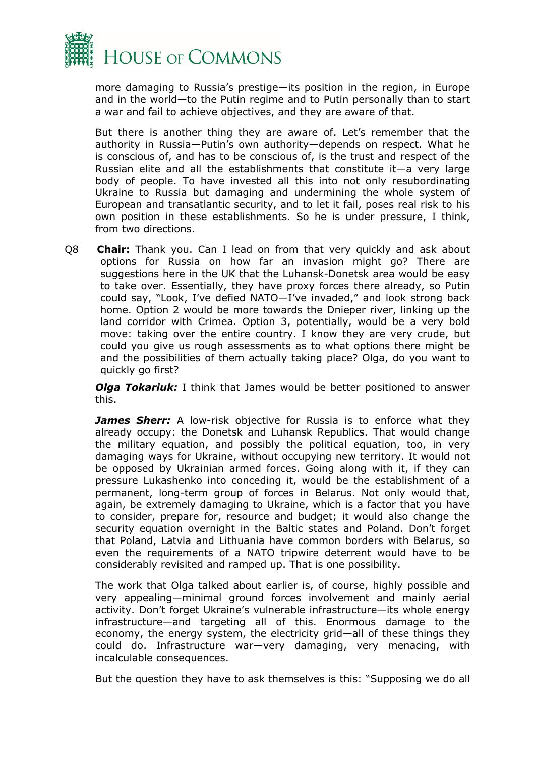more damaging to Russia's prestige—its position in the region, in Europe and in the world—to the Putin regime and to Putin personally than to start a war and fail to achieve objectives, and they are aware of that.

But there is another thing they are aware of. Let's remember that the authority in Russia—Putin's own authority—depends on respect. What he is conscious of, and has to be conscious of, is the trust and respect of the Russian elite and all the establishments that constitute it—a very large body of people. To have invested all this into not only resubordinating Ukraine to Russia but damaging and undermining the whole system of European and transatlantic security, and to let it fail, poses real risk to his own position in these establishments. So he is under pressure, I think, from two directions.

Q8 **Chair:** Thank you. Can I lead on from that very quickly and ask about options for Russia on how far an invasion might go? There are suggestions here in the UK that the Luhansk-Donetsk area would be easy to take over. Essentially, they have proxy forces there already, so Putin could say, "Look, I've defied NATO—I've invaded," and look strong back home. Option 2 would be more towards the Dnieper river, linking up the land corridor with Crimea. Option 3, potentially, would be a very bold move: taking over the entire country. I know they are very crude, but could you give us rough assessments as to what options there might be and the possibilities of them actually taking place? Olga, do you want to quickly go first?

***Olga Tokariuk:*** I think that James would be better positioned to answer this.

***James Sherr:*** A low-risk objective for Russia is to enforce what they already occupy: the Donetsk and Luhansk Republics. That would change the military equation, and possibly the political equation, too, in very damaging ways for Ukraine, without occupying new territory. It would not be opposed by Ukrainian armed forces. Going along with it, if they can pressure Lukashenko into conceding it, would be the establishment of a permanent, long-term group of forces in Belarus. Not only would that, again, be extremely damaging to Ukraine, which is a factor that you have to consider, prepare for, resource and budget; it would also change the security equation overnight in the Baltic states and Poland. Don't forget that Poland, Latvia and Lithuania have common borders with Belarus, so even the requirements of a NATO tripwire deterrent would have to be considerably revisited and ramped up. That is one possibility.

The work that Olga talked about earlier is, of course, highly possible and very appealing—minimal ground forces involvement and mainly aerial activity. Don't forget Ukraine's vulnerable infrastructure—its whole energy infrastructure—and targeting all of this. Enormous damage to the economy, the energy system, the electricity grid—all of these things they could do. Infrastructure war—very damaging, very menacing, with incalculable consequences.

But the question they have to ask themselves is this: "Supposing we do all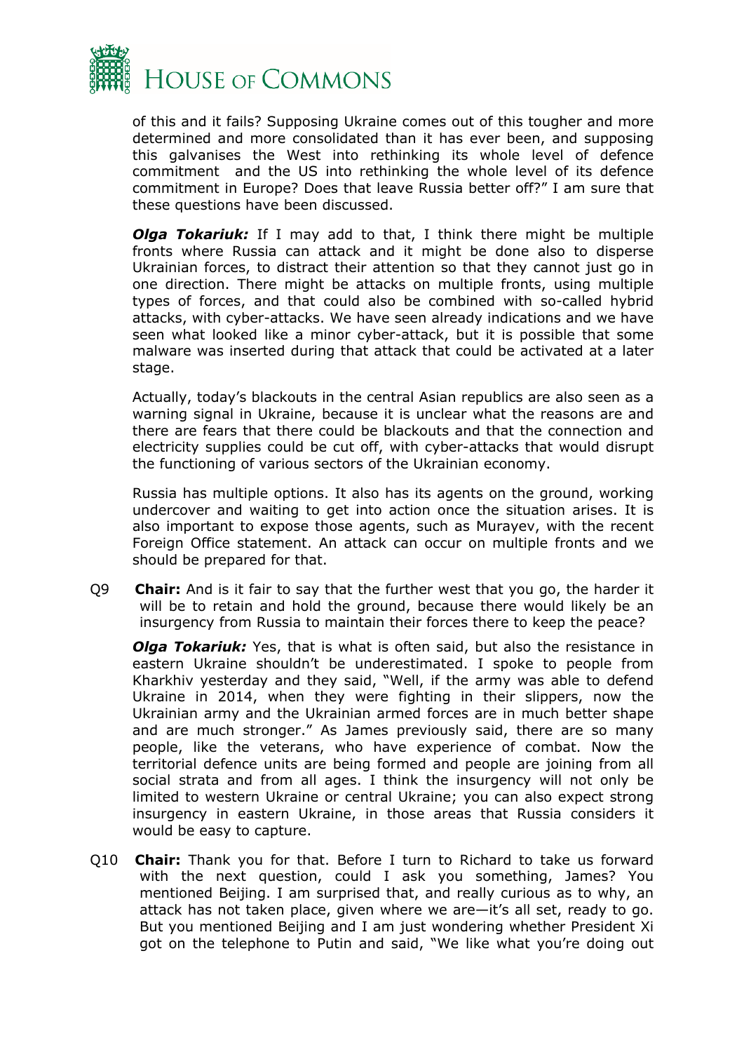of this and it fails? Supposing Ukraine comes out of this tougher and more determined and more consolidated than it has ever been, and supposing this galvanises the West into rethinking its whole level of defence commitment and the US into rethinking the whole level of its defence commitment in Europe? Does that leave Russia better off?" I am sure that these questions have been discussed.

***Olga Tokariuk:*** If I may add to that, I think there might be multiple fronts where Russia can attack and it might be done also to disperse Ukrainian forces, to distract their attention so that they cannot just go in one direction. There might be attacks on multiple fronts, using multiple types of forces, and that could also be combined with so-called hybrid attacks, with cyber-attacks. We have seen already indications and we have seen what looked like a minor cyber-attack, but it is possible that some malware was inserted during that attack that could be activated at a later stage.

Actually, today's blackouts in the central Asian republics are also seen as a warning signal in Ukraine, because it is unclear what the reasons are and there are fears that there could be blackouts and that the connection and electricity supplies could be cut off, with cyber-attacks that would disrupt the functioning of various sectors of the Ukrainian economy.

Russia has multiple options. It also has its agents on the ground, working undercover and waiting to get into action once the situation arises. It is also important to expose those agents, such as Murayev, with the recent Foreign Office statement. An attack can occur on multiple fronts and we should be prepared for that.

Q9 **Chair:** And is it fair to say that the further west that you go, the harder it will be to retain and hold the ground, because there would likely be an insurgency from Russia to maintain their forces there to keep the peace?

***Olga Tokariuk:*** Yes, that is what is often said, but also the resistance in eastern Ukraine shouldn't be underestimated. I spoke to people from Kharkhiv yesterday and they said, "Well, if the army was able to defend Ukraine in 2014, when they were fighting in their slippers, now the Ukrainian army and the Ukrainian armed forces are in much better shape and are much stronger." As James previously said, there are so many people, like the veterans, who have experience of combat. Now the territorial defence units are being formed and people are joining from all social strata and from all ages. I think the insurgency will not only be limited to western Ukraine or central Ukraine; you can also expect strong insurgency in eastern Ukraine, in those areas that Russia considers it would be easy to capture.

Q10 **Chair:** Thank you for that. Before I turn to Richard to take us forward with the next question, could I ask you something, James? You mentioned Beijing. I am surprised that, and really curious as to why, an attack has not taken place, given where we are—it's all set, ready to go. But you mentioned Beijing and I am just wondering whether President Xi got on the telephone to Putin and said, "We like what you're doing out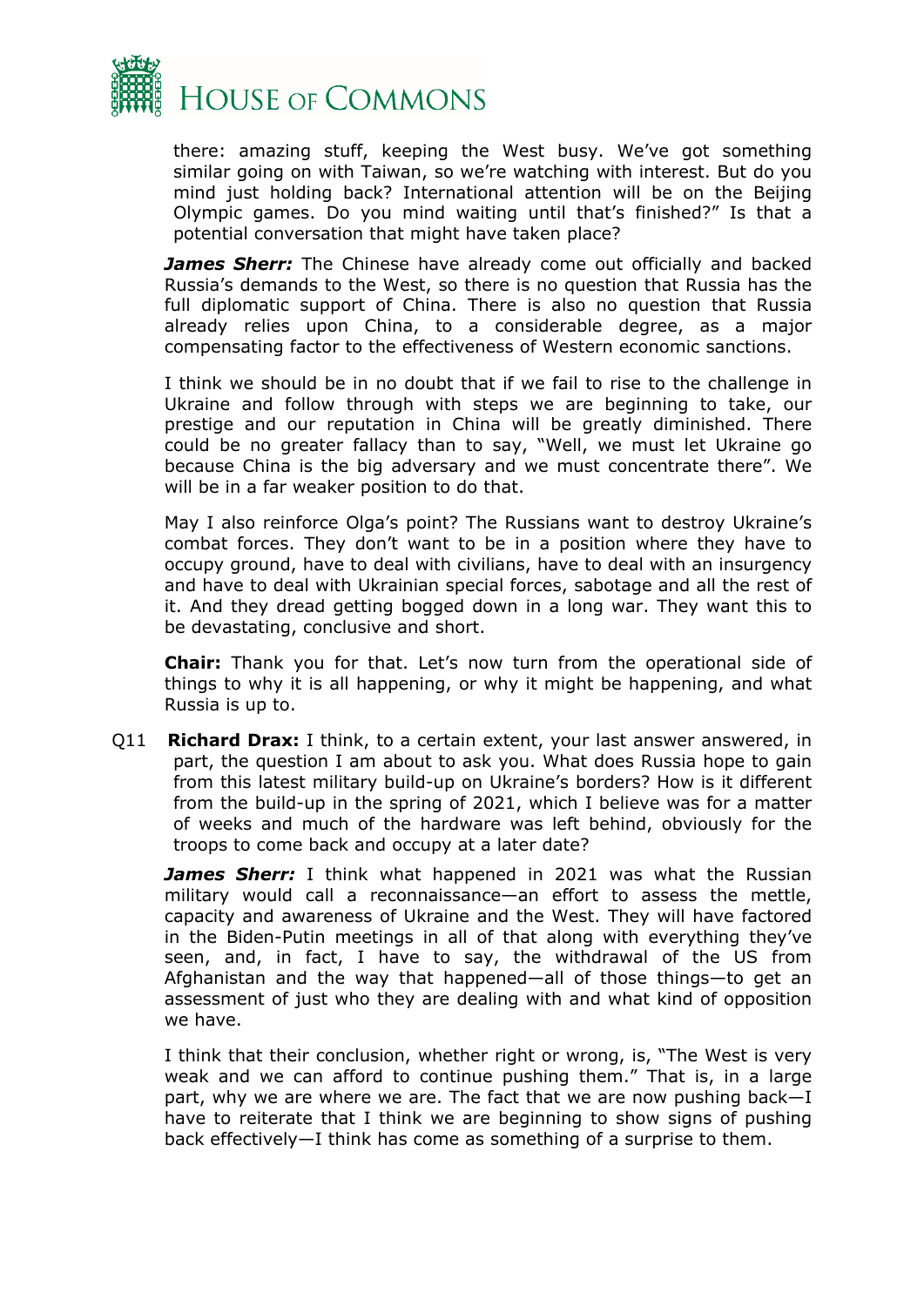there: amazing stuff, keeping the West busy. We've got something similar going on with Taiwan, so we're watching with interest. But do you mind just holding back? International attention will be on the Beijing Olympic games. Do you mind waiting until that's finished?" Is that a potential conversation that might have taken place?

***James Sherr:*** The Chinese have already come out officially and backed Russia's demands to the West, so there is no question that Russia has the full diplomatic support of China. There is also no question that Russia already relies upon China, to a considerable degree, as a major compensating factor to the effectiveness of Western economic sanctions.

I think we should be in no doubt that if we fail to rise to the challenge in Ukraine and follow through with steps we are beginning to take, our prestige and our reputation in China will be greatly diminished. There could be no greater fallacy than to say, "Well, we must let Ukraine go because China is the big adversary and we must concentrate there". We will be in a far weaker position to do that.

May I also reinforce Olga's point? The Russians want to destroy Ukraine's combat forces. They don't want to be in a position where they have to occupy ground, have to deal with civilians, have to deal with an insurgency and have to deal with Ukrainian special forces, sabotage and all the rest of it. And they dread getting bogged down in a long war. They want this to be devastating, conclusive and short.

**Chair:** Thank you for that. Let's now turn from the operational side of things to why it is all happening, or why it might be happening, and what Russia is up to.

Q11 **Richard Drax:** I think, to a certain extent, your last answer answered, in part, the question I am about to ask you. What does Russia hope to gain from this latest military build-up on Ukraine's borders? How is it different from the build-up in the spring of 2021, which I believe was for a matter of weeks and much of the hardware was left behind, obviously for the troops to come back and occupy at a later date?

***James Sherr:*** I think what happened in 2021 was what the Russian military would call a reconnaissance—an effort to assess the mettle, capacity and awareness of Ukraine and the West. They will have factored in the Biden-Putin meetings in all of that along with everything they've seen, and, in fact, I have to say, the withdrawal of the US from Afghanistan and the way that happened—all of those things—to get an assessment of just who they are dealing with and what kind of opposition we have.

I think that their conclusion, whether right or wrong, is, "The West is very weak and we can afford to continue pushing them." That is, in a large part, why we are where we are. The fact that we are now pushing back—I have to reiterate that I think we are beginning to show signs of pushing back effectively—I think has come as something of a surprise to them.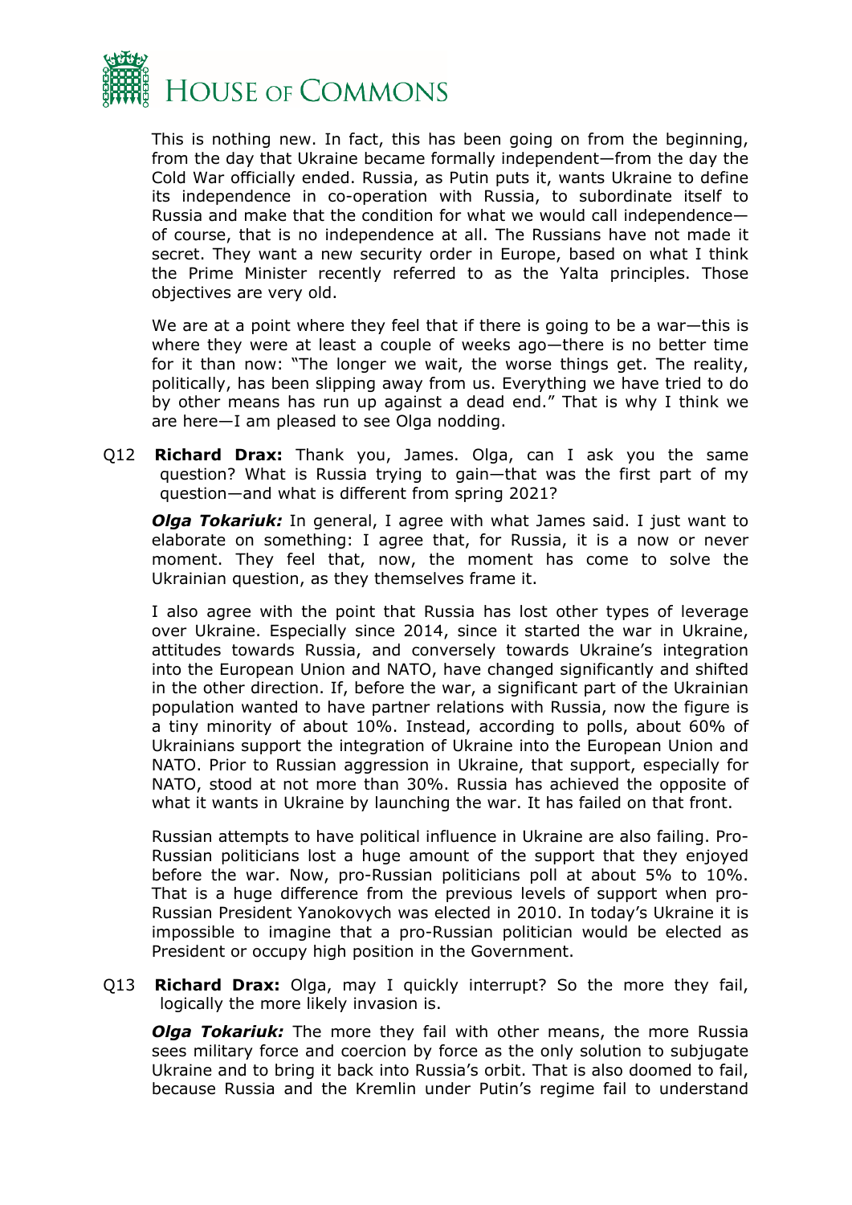This is nothing new. In fact, this has been going on from the beginning, from the day that Ukraine became formally independent—from the day the Cold War officially ended. Russia, as Putin puts it, wants Ukraine to define its independence in co-operation with Russia, to subordinate itself to Russia and make that the condition for what we would call independence—of course, that is no independence at all. The Russians have not made it secret. They want a new security order in Europe, based on what I think the Prime Minister recently referred to as the Yalta principles. Those objectives are very old.

We are at a point where they feel that if there is going to be a war—this is where they were at least a couple of weeks ago—there is no better time for it than now: "The longer we wait, the worse things get. The reality, politically, has been slipping away from us. Everything we have tried to do by other means has run up against a dead end." That is why I think we are here—I am pleased to see Olga nodding.

Q12 **Richard Drax:** Thank you, James. Olga, can I ask you the same question? What is Russia trying to gain—that was the first part of my question—and what is different from spring 2021?

***Olga Tokariuk:*** In general, I agree with what James said. I just want to elaborate on something: I agree that, for Russia, it is a now or never moment. They feel that, now, the moment has come to solve the Ukrainian question, as they themselves frame it.

I also agree with the point that Russia has lost other types of leverage over Ukraine. Especially since 2014, since it started the war in Ukraine, attitudes towards Russia, and conversely towards Ukraine's integration into the European Union and NATO, have changed significantly and shifted in the other direction. If, before the war, a significant part of the Ukrainian population wanted to have partner relations with Russia, now the figure is a tiny minority of about 10%. Instead, according to polls, about 60% of Ukrainians support the integration of Ukraine into the European Union and NATO. Prior to Russian aggression in Ukraine, that support, especially for NATO, stood at not more than 30%. Russia has achieved the opposite of what it wants in Ukraine by launching the war. It has failed on that front.

Russian attempts to have political influence in Ukraine are also failing. Pro-Russian politicians lost a huge amount of the support that they enjoyed before the war. Now, pro-Russian politicians poll at about 5% to 10%. That is a huge difference from the previous levels of support when pro-Russian President Yanokovych was elected in 2010. In today's Ukraine it is impossible to imagine that a pro-Russian politician would be elected as President or occupy high position in the Government.

Q13 **Richard Drax:** Olga, may I quickly interrupt? So the more they fail, logically the more likely invasion is.

***Olga Tokariuk:*** The more they fail with other means, the more Russia sees military force and coercion by force as the only solution to subjugate Ukraine and to bring it back into Russia's orbit. That is also doomed to fail, because Russia and the Kremlin under Putin's regime fail to understand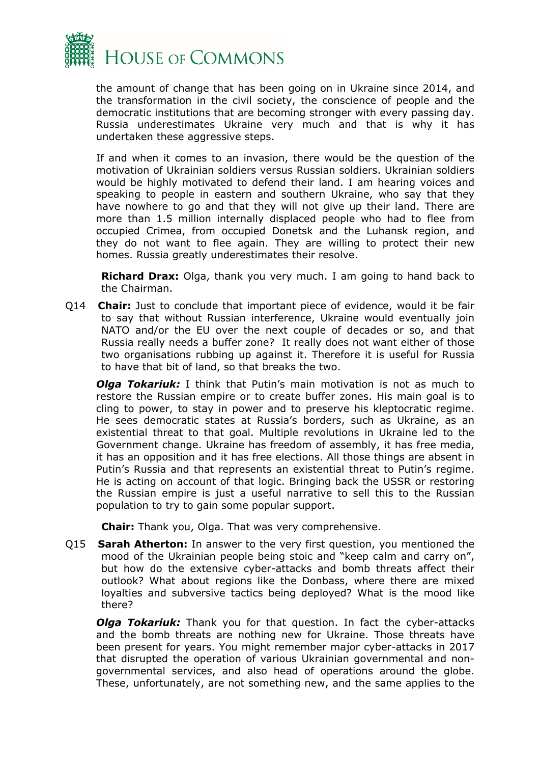the amount of change that has been going on in Ukraine since 2014, and the transformation in the civil society, the conscience of people and the democratic institutions that are becoming stronger with every passing day. Russia underestimates Ukraine very much and that is why it has undertaken these aggressive steps.

If and when it comes to an invasion, there would be the question of the motivation of Ukrainian soldiers versus Russian soldiers. Ukrainian soldiers would be highly motivated to defend their land. I am hearing voices and speaking to people in eastern and southern Ukraine, who say that they have nowhere to go and that they will not give up their land. There are more than 1.5 million internally displaced people who had to flee from occupied Crimea, from occupied Donetsk and the Luhansk region, and they do not want to flee again. They are willing to protect their new homes. Russia greatly underestimates their resolve.

**Richard Drax:** Olga, thank you very much. I am going to hand back to the Chairman.

Q14 **Chair:** Just to conclude that important piece of evidence, would it be fair to say that without Russian interference, Ukraine would eventually join NATO and/or the EU over the next couple of decades or so, and that Russia really needs a buffer zone? It really does not want either of those two organisations rubbing up against it. Therefore it is useful for Russia to have that bit of land, so that breaks the two.

***Olga Tokariuk:*** I think that Putin's main motivation is not as much to restore the Russian empire or to create buffer zones. His main goal is to cling to power, to stay in power and to preserve his kleptocratic regime. He sees democratic states at Russia's borders, such as Ukraine, as an existential threat to that goal. Multiple revolutions in Ukraine led to the Government change. Ukraine has freedom of assembly, it has free media, it has an opposition and it has free elections. All those things are absent in Putin's Russia and that represents an existential threat to Putin's regime. He is acting on account of that logic. Bringing back the USSR or restoring the Russian empire is just a useful narrative to sell this to the Russian population to try to gain some popular support.

**Chair:** Thank you, Olga. That was very comprehensive.

Q15 **Sarah Atherton:** In answer to the very first question, you mentioned the mood of the Ukrainian people being stoic and "keep calm and carry on", but how do the extensive cyber-attacks and bomb threats affect their outlook? What about regions like the Donbass, where there are mixed loyalties and subversive tactics being deployed? What is the mood like there?

***Olga Tokariuk:*** Thank you for that question. In fact the cyber-attacks and the bomb threats are nothing new for Ukraine. Those threats have been present for years. You might remember major cyber-attacks in 2017 that disrupted the operation of various Ukrainian governmental and non-governmental services, and also head of operations around the globe. These, unfortunately, are not something new, and the same applies to the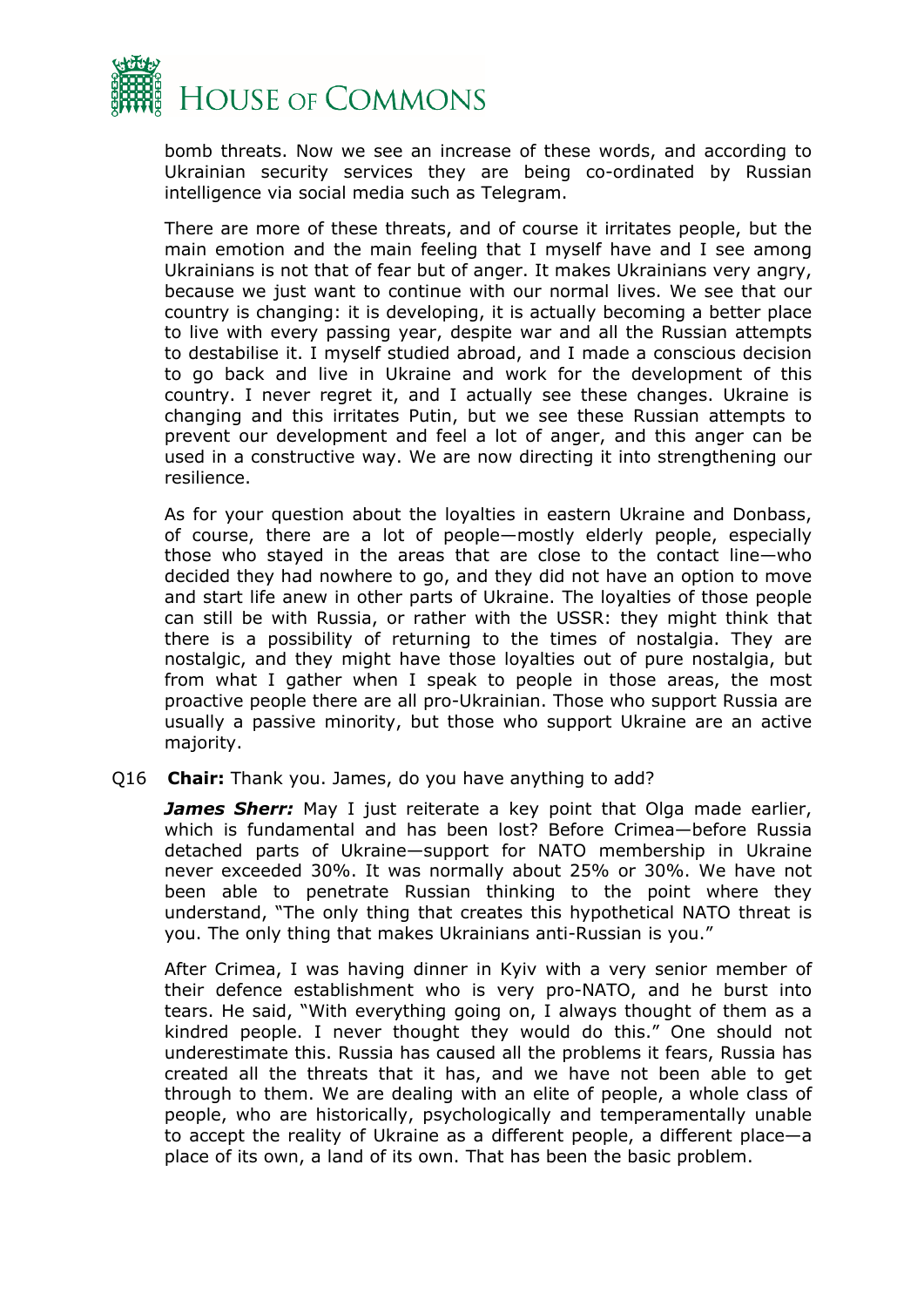bomb threats. Now we see an increase of these words, and according to Ukrainian security services they are being co-ordinated by Russian intelligence via social media such as Telegram.

There are more of these threats, and of course it irritates people, but the main emotion and the main feeling that I myself have and I see among Ukrainians is not that of fear but of anger. It makes Ukrainians very angry, because we just want to continue with our normal lives. We see that our country is changing: it is developing, it is actually becoming a better place to live with every passing year, despite war and all the Russian attempts to destabilise it. I myself studied abroad, and I made a conscious decision to go back and live in Ukraine and work for the development of this country. I never regret it, and I actually see these changes. Ukraine is changing and this irritates Putin, but we see these Russian attempts to prevent our development and feel a lot of anger, and this anger can be used in a constructive way. We are now directing it into strengthening our resilience.

As for your question about the loyalties in eastern Ukraine and Donbass, of course, there are a lot of people—mostly elderly people, especially those who stayed in the areas that are close to the contact line—who decided they had nowhere to go, and they did not have an option to move and start life anew in other parts of Ukraine. The loyalties of those people can still be with Russia, or rather with the USSR: they might think that there is a possibility of returning to the times of nostalgia. They are nostalgic, and they might have those loyalties out of pure nostalgia, but from what I gather when I speak to people in those areas, the most proactive people there are all pro-Ukrainian. Those who support Russia are usually a passive minority, but those who support Ukraine are an active majority.

Q16 **Chair:** Thank you. James, do you have anything to add?

***James Sherr:*** May I just reiterate a key point that Olga made earlier, which is fundamental and has been lost? Before Crimea—before Russia detached parts of Ukraine—support for NATO membership in Ukraine never exceeded 30%. It was normally about 25% or 30%. We have not been able to penetrate Russian thinking to the point where they understand, "The only thing that creates this hypothetical NATO threat is you. The only thing that makes Ukrainians anti-Russian is you."

After Crimea, I was having dinner in Kyiv with a very senior member of their defence establishment who is very pro-NATO, and he burst into tears. He said, "With everything going on, I always thought of them as a kindred people. I never thought they would do this." One should not underestimate this. Russia has caused all the problems it fears, Russia has created all the threats that it has, and we have not been able to get through to them. We are dealing with an elite of people, a whole class of people, who are historically, psychologically and temperamentally unable to accept the reality of Ukraine as a different people, a different place—a place of its own, a land of its own. That has been the basic problem.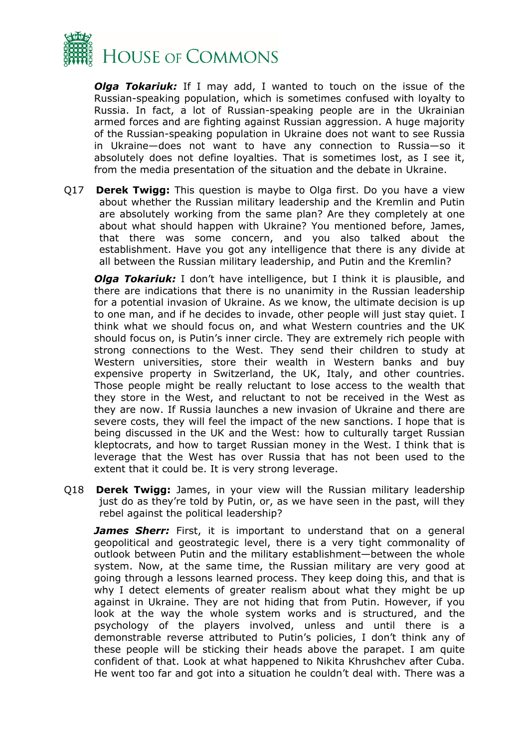***Olga Tokariuk:*** If I may add, I wanted to touch on the issue of the Russian-speaking population, which is sometimes confused with loyalty to Russia. In fact, a lot of Russian-speaking people are in the Ukrainian armed forces and are fighting against Russian aggression. A huge majority of the Russian-speaking population in Ukraine does not want to see Russia in Ukraine—does not want to have any connection to Russia—so it absolutely does not define loyalties. That is sometimes lost, as I see it, from the media presentation of the situation and the debate in Ukraine.

Q17 **Derek Twigg:** This question is maybe to Olga first. Do you have a view about whether the Russian military leadership and the Kremlin and Putin are absolutely working from the same plan? Are they completely at one about what should happen with Ukraine? You mentioned before, James, that there was some concern, and you also talked about the establishment. Have you got any intelligence that there is any divide at all between the Russian military leadership, and Putin and the Kremlin?

***Olga Tokariuk:*** I don't have intelligence, but I think it is plausible, and there are indications that there is no unanimity in the Russian leadership for a potential invasion of Ukraine. As we know, the ultimate decision is up to one man, and if he decides to invade, other people will just stay quiet. I think what we should focus on, and what Western countries and the UK should focus on, is Putin's inner circle. They are extremely rich people with strong connections to the West. They send their children to study at Western universities, store their wealth in Western banks and buy expensive property in Switzerland, the UK, Italy, and other countries. Those people might be really reluctant to lose access to the wealth that they store in the West, and reluctant to not be received in the West as they are now. If Russia launches a new invasion of Ukraine and there are severe costs, they will feel the impact of the new sanctions. I hope that is being discussed in the UK and the West: how to culturally target Russian kleptocrats, and how to target Russian money in the West. I think that is leverage that the West has over Russia that has not been used to the extent that it could be. It is very strong leverage.

Q18 **Derek Twigg:** James, in your view will the Russian military leadership just do as they're told by Putin, or, as we have seen in the past, will they rebel against the political leadership?

***James Sherr:*** First, it is important to understand that on a general geopolitical and geostrategic level, there is a very tight commonality of outlook between Putin and the military establishment—between the whole system. Now, at the same time, the Russian military are very good at going through a lessons learned process. They keep doing this, and that is why I detect elements of greater realism about what they might be up against in Ukraine. They are not hiding that from Putin. However, if you look at the way the whole system works and is structured, and the psychology of the players involved, unless and until there is a demonstrable reverse attributed to Putin's policies, I don't think any of these people will be sticking their heads above the parapet. I am quite confident of that. Look at what happened to Nikita Khrushchev after Cuba. He went too far and got into a situation he couldn't deal with. There was a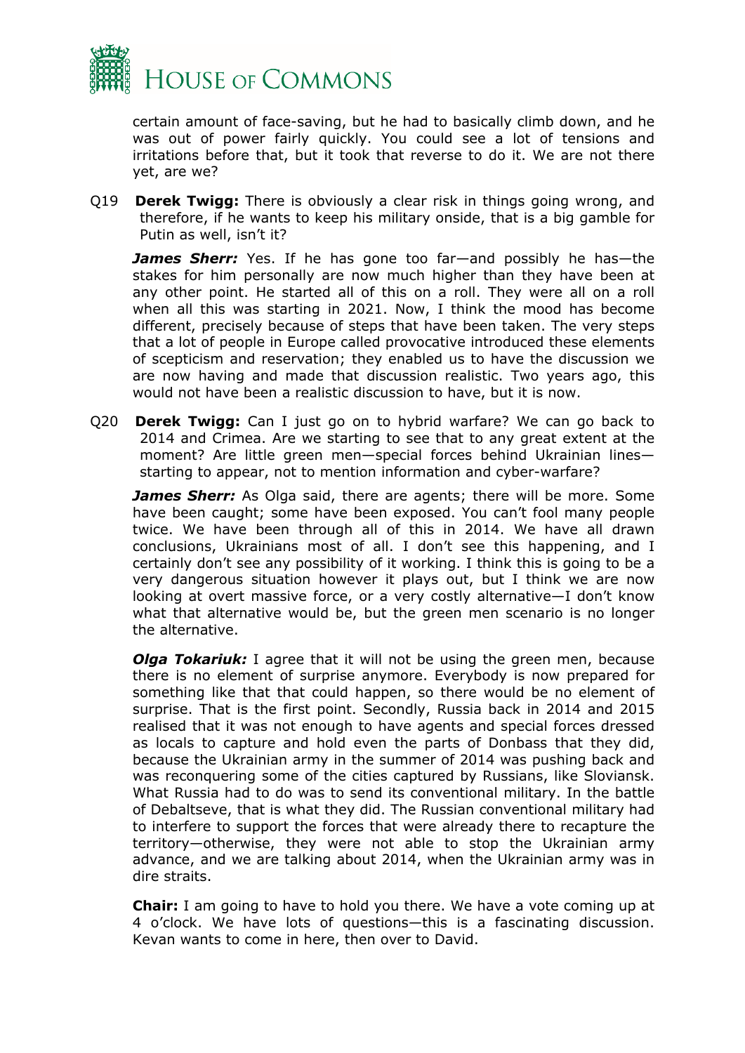certain amount of face-saving, but he had to basically climb down, and he was out of power fairly quickly. You could see a lot of tensions and irritations before that, but it took that reverse to do it. We are not there yet, are we?

Q19 **Derek Twigg:** There is obviously a clear risk in things going wrong, and therefore, if he wants to keep his military onside, that is a big gamble for Putin as well, isn't it?

***James Sherr:*** Yes. If he has gone too far—and possibly he has—the stakes for him personally are now much higher than they have been at any other point. He started all of this on a roll. They were all on a roll when all this was starting in 2021. Now, I think the mood has become different, precisely because of steps that have been taken. The very steps that a lot of people in Europe called provocative introduced these elements of scepticism and reservation; they enabled us to have the discussion we are now having and made that discussion realistic. Two years ago, this would not have been a realistic discussion to have, but it is now.

Q20 **Derek Twigg:** Can I just go on to hybrid warfare? We can go back to 2014 and Crimea. Are we starting to see that to any great extent at the moment? Are little green men—special forces behind Ukrainian lines—starting to appear, not to mention information and cyber-warfare?

***James Sherr:*** As Olga said, there are agents; there will be more. Some have been caught; some have been exposed. You can't fool many people twice. We have been through all of this in 2014. We have all drawn conclusions, Ukrainians most of all. I don't see this happening, and I certainly don't see any possibility of it working. I think this is going to be a very dangerous situation however it plays out, but I think we are now looking at overt massive force, or a very costly alternative—I don't know what that alternative would be, but the green men scenario is no longer the alternative.

***Olga Tokariuk:*** I agree that it will not be using the green men, because there is no element of surprise anymore. Everybody is now prepared for something like that that could happen, so there would be no element of surprise. That is the first point. Secondly, Russia back in 2014 and 2015 realised that it was not enough to have agents and special forces dressed as locals to capture and hold even the parts of Donbass that they did, because the Ukrainian army in the summer of 2014 was pushing back and was reconquering some of the cities captured by Russians, like Sloviansk. What Russia had to do was to send its conventional military. In the battle of Debaltseve, that is what they did. The Russian conventional military had to interfere to support the forces that were already there to recapture the territory—otherwise, they were not able to stop the Ukrainian army advance, and we are talking about 2014, when the Ukrainian army was in dire straits.

**Chair:** I am going to have to hold you there. We have a vote coming up at 4 o'clock. We have lots of questions—this is a fascinating discussion. Kevan wants to come in here, then over to David.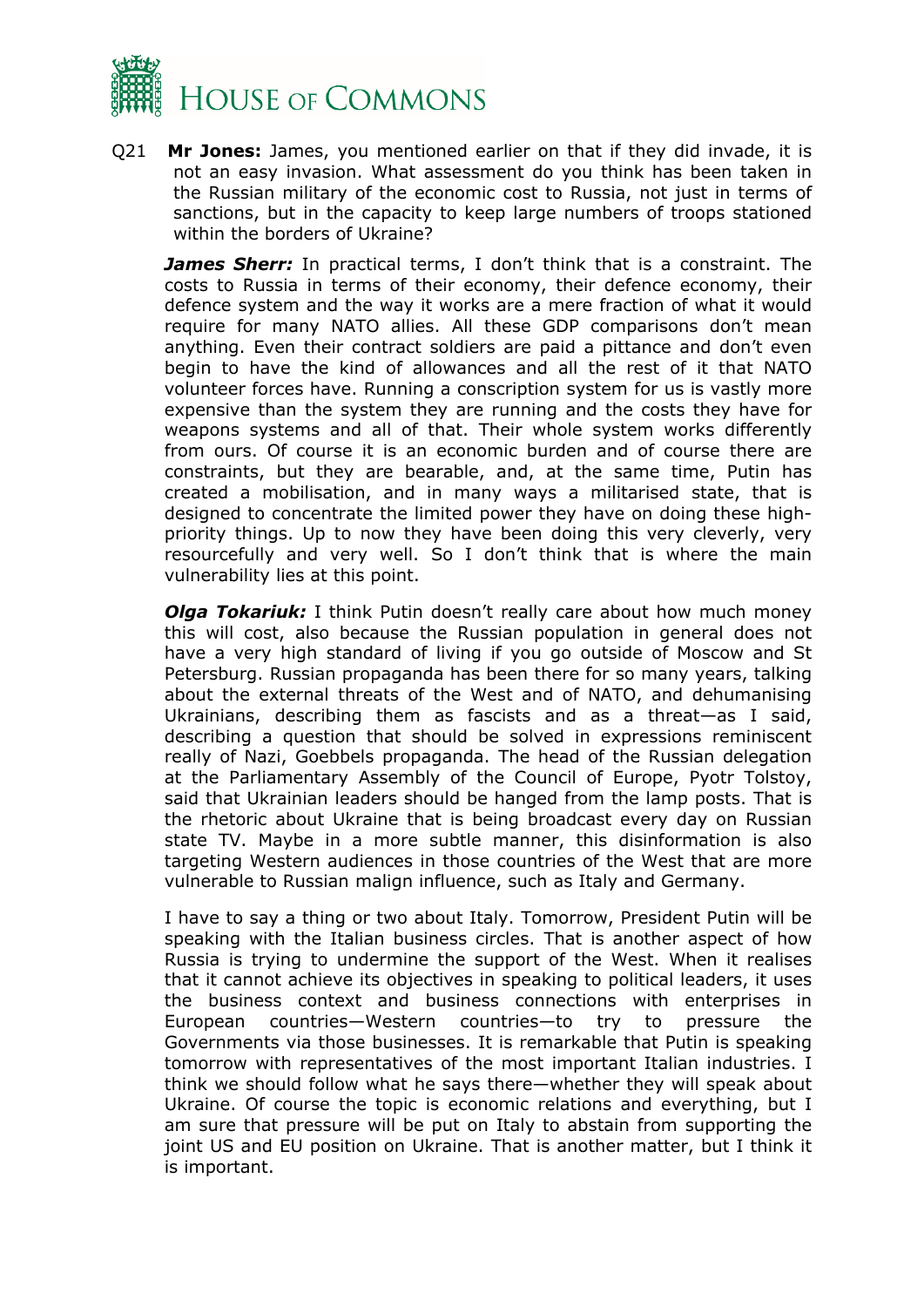Q21 **Mr Jones:** James, you mentioned earlier on that if they did invade, it is not an easy invasion. What assessment do you think has been taken in the Russian military of the economic cost to Russia, not just in terms of sanctions, but in the capacity to keep large numbers of troops stationed within the borders of Ukraine?

***James Sherr:*** In practical terms, I don't think that is a constraint. The costs to Russia in terms of their economy, their defence economy, their defence system and the way it works are a mere fraction of what it would require for many NATO allies. All these GDP comparisons don't mean anything. Even their contract soldiers are paid a pittance and don't even begin to have the kind of allowances and all the rest of it that NATO volunteer forces have. Running a conscription system for us is vastly more expensive than the system they are running and the costs they have for weapons systems and all of that. Their whole system works differently from ours. Of course it is an economic burden and of course there are constraints, but they are bearable, and, at the same time, Putin has created a mobilisation, and in many ways a militarised state, that is designed to concentrate the limited power they have on doing these high-priority things. Up to now they have been doing this very cleverly, very resourcefully and very well. So I don't think that is where the main vulnerability lies at this point.

***Olga Tokariuk:*** I think Putin doesn't really care about how much money this will cost, also because the Russian population in general does not have a very high standard of living if you go outside of Moscow and St Petersburg. Russian propaganda has been there for so many years, talking about the external threats of the West and of NATO, and dehumanising Ukrainians, describing them as fascists and as a threat—as I said, describing a question that should be solved in expressions reminiscent really of Nazi, Goebbels propaganda. The head of the Russian delegation at the Parliamentary Assembly of the Council of Europe, Pyotr Tolstoy, said that Ukrainian leaders should be hanged from the lamp posts. That is the rhetoric about Ukraine that is being broadcast every day on Russian state TV. Maybe in a more subtle manner, this disinformation is also targeting Western audiences in those countries of the West that are more vulnerable to Russian malign influence, such as Italy and Germany.

I have to say a thing or two about Italy. Tomorrow, President Putin will be speaking with the Italian business circles. That is another aspect of how Russia is trying to undermine the support of the West. When it realises that it cannot achieve its objectives in speaking to political leaders, it uses the business context and business connections with enterprises in European countries—Western countries—to try to pressure the Governments via those businesses. It is remarkable that Putin is speaking tomorrow with representatives of the most important Italian industries. I think we should follow what he says there—whether they will speak about Ukraine. Of course the topic is economic relations and everything, but I am sure that pressure will be put on Italy to abstain from supporting the joint US and EU position on Ukraine. That is another matter, but I think it is important.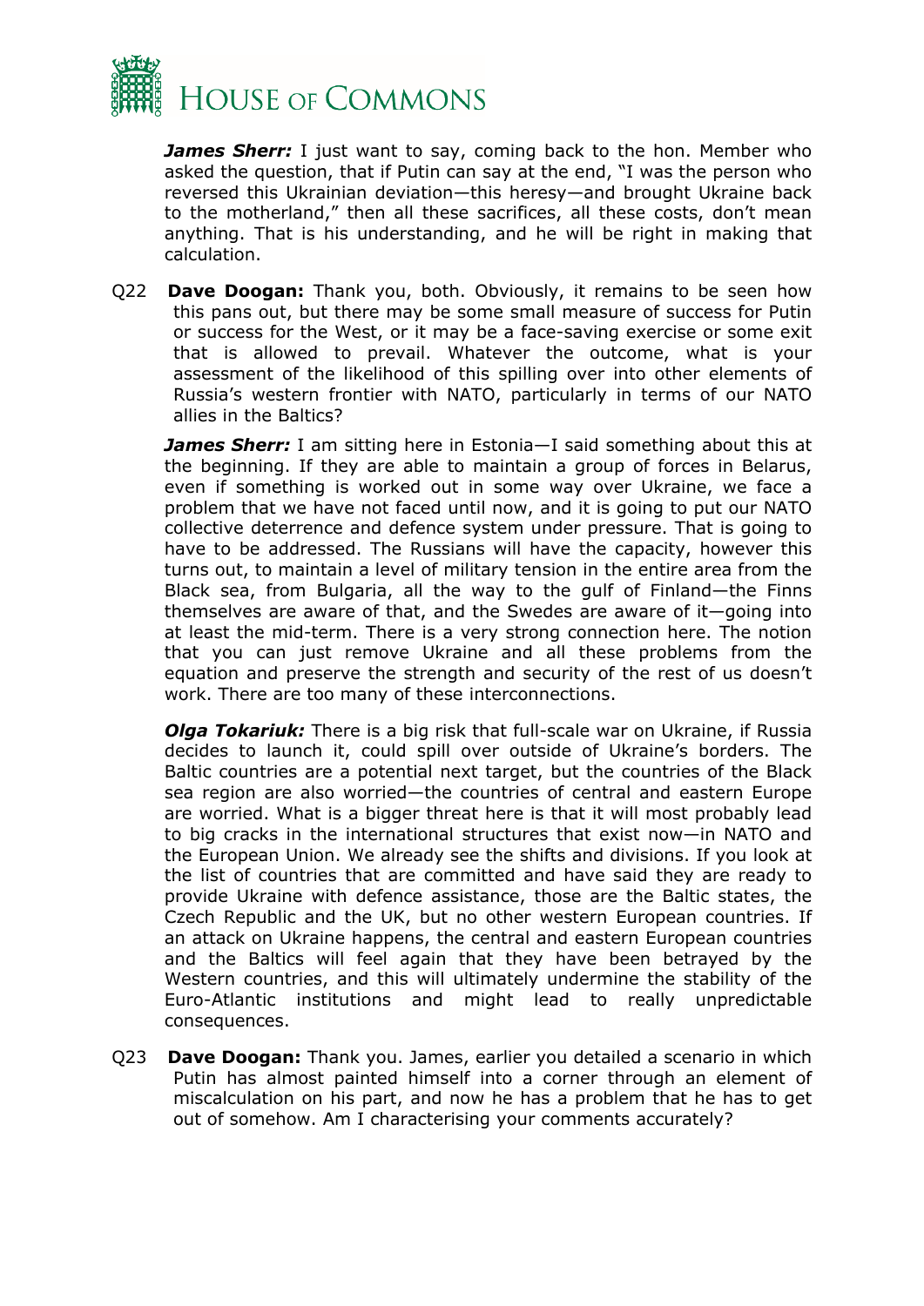***James Sherr:*** I just want to say, coming back to the hon. Member who asked the question, that if Putin can say at the end, "I was the person who reversed this Ukrainian deviation—this heresy—and brought Ukraine back to the motherland," then all these sacrifices, all these costs, don't mean anything. That is his understanding, and he will be right in making that calculation.

Q22 **Dave Doogan:** Thank you, both. Obviously, it remains to be seen how this pans out, but there may be some small measure of success for Putin or success for the West, or it may be a face-saving exercise or some exit that is allowed to prevail. Whatever the outcome, what is your assessment of the likelihood of this spilling over into other elements of Russia's western frontier with NATO, particularly in terms of our NATO allies in the Baltics?

***James Sherr:*** I am sitting here in Estonia—I said something about this at the beginning. If they are able to maintain a group of forces in Belarus, even if something is worked out in some way over Ukraine, we face a problem that we have not faced until now, and it is going to put our NATO collective deterrence and defence system under pressure. That is going to have to be addressed. The Russians will have the capacity, however this turns out, to maintain a level of military tension in the entire area from the Black sea, from Bulgaria, all the way to the gulf of Finland—the Finns themselves are aware of that, and the Swedes are aware of it—going into at least the mid-term. There is a very strong connection here. The notion that you can just remove Ukraine and all these problems from the equation and preserve the strength and security of the rest of us doesn't work. There are too many of these interconnections.

***Olga Tokariuk:*** There is a big risk that full-scale war on Ukraine, if Russia decides to launch it, could spill over outside of Ukraine's borders. The Baltic countries are a potential next target, but the countries of the Black sea region are also worried—the countries of central and eastern Europe are worried. What is a bigger threat here is that it will most probably lead to big cracks in the international structures that exist now—in NATO and the European Union. We already see the shifts and divisions. If you look at the list of countries that are committed and have said they are ready to provide Ukraine with defence assistance, those are the Baltic states, the Czech Republic and the UK, but no other western European countries. If an attack on Ukraine happens, the central and eastern European countries and the Baltics will feel again that they have been betrayed by the Western countries, and this will ultimately undermine the stability of the Euro-Atlantic institutions and might lead to really unpredictable consequences.

Q23 **Dave Doogan:** Thank you. James, earlier you detailed a scenario in which Putin has almost painted himself into a corner through an element of miscalculation on his part, and now he has a problem that he has to get out of somehow. Am I characterising your comments accurately?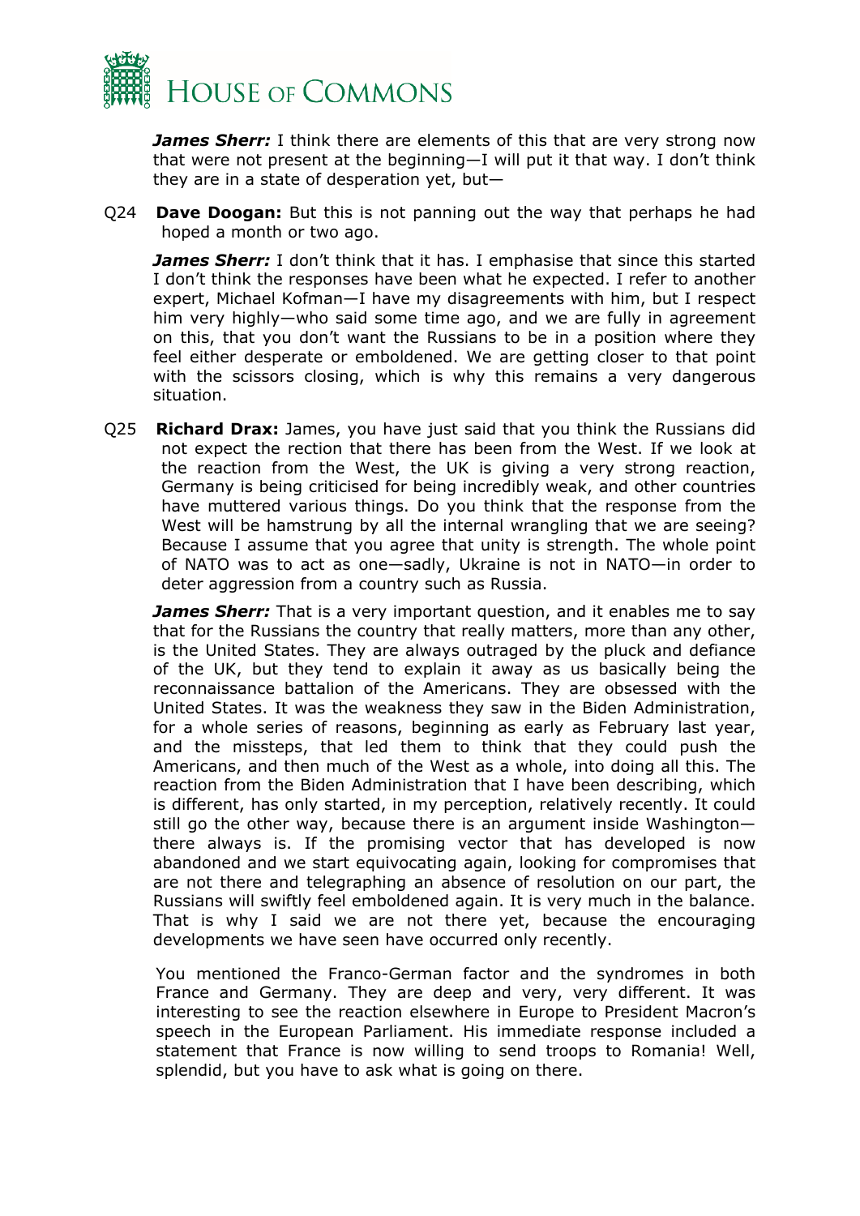***James Sherr:*** I think there are elements of this that are very strong now that were not present at the beginning—I will put it that way. I don't think they are in a state of desperation yet, but—

Q24 **Dave Doogan:** But this is not panning out the way that perhaps he had hoped a month or two ago.

***James Sherr:*** I don't think that it has. I emphasise that since this started I don't think the responses have been what he expected. I refer to another expert, Michael Kofman—I have my disagreements with him, but I respect him very highly—who said some time ago, and we are fully in agreement on this, that you don't want the Russians to be in a position where they feel either desperate or emboldened. We are getting closer to that point with the scissors closing, which is why this remains a very dangerous situation.

Q25 **Richard Drax:** James, you have just said that you think the Russians did not expect the rection that there has been from the West. If we look at the reaction from the West, the UK is giving a very strong reaction, Germany is being criticised for being incredibly weak, and other countries have muttered various things. Do you think that the response from the West will be hamstrung by all the internal wrangling that we are seeing? Because I assume that you agree that unity is strength. The whole point of NATO was to act as one—sadly, Ukraine is not in NATO—in order to deter aggression from a country such as Russia.

***James Sherr:*** That is a very important question, and it enables me to say that for the Russians the country that really matters, more than any other, is the United States. They are always outraged by the pluck and defiance of the UK, but they tend to explain it away as us basically being the reconnaissance battalion of the Americans. They are obsessed with the United States. It was the weakness they saw in the Biden Administration, for a whole series of reasons, beginning as early as February last year, and the missteps, that led them to think that they could push the Americans, and then much of the West as a whole, into doing all this. The reaction from the Biden Administration that I have been describing, which is different, has only started, in my perception, relatively recently. It could still go the other way, because there is an argument inside Washington—there always is. If the promising vector that has developed is now abandoned and we start equivocating again, looking for compromises that are not there and telegraphing an absence of resolution on our part, the Russians will swiftly feel emboldened again. It is very much in the balance. That is why I said we are not there yet, because the encouraging developments we have seen have occurred only recently.

You mentioned the Franco-German factor and the syndromes in both France and Germany. They are deep and very, very different. It was interesting to see the reaction elsewhere in Europe to President Macron's speech in the European Parliament. His immediate response included a statement that France is now willing to send troops to Romania! Well, splendid, but you have to ask what is going on there.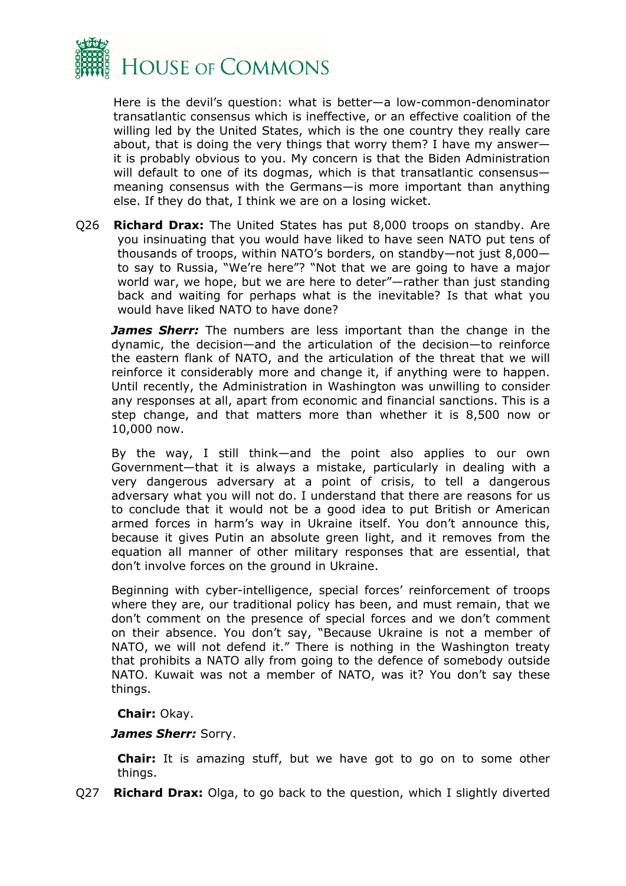Here is the devil's question: what is better—a low-common-denominator transatlantic consensus which is ineffective, or an effective coalition of the willing led by the United States, which is the one country they really care about, that is doing the very things that worry them? I have my answer—it is probably obvious to you. My concern is that the Biden Administration will default to one of its dogmas, which is that transatlantic consensus—meaning consensus with the Germans—is more important than anything else. If they do that, I think we are on a losing wicket.

Q26 **Richard Drax:** The United States has put 8,000 troops on standby. Are you insinuating that you would have liked to have seen NATO put tens of thousands of troops, within NATO's borders, on standby—not just 8,000—to say to Russia, "We're here"? "Not that we are going to have a major world war, we hope, but we are here to deter"—rather than just standing back and waiting for perhaps what is the inevitable? Is that what you would have liked NATO to have done?

***James Sherr:*** The numbers are less important than the change in the dynamic, the decision—and the articulation of the decision—to reinforce the eastern flank of NATO, and the articulation of the threat that we will reinforce it considerably more and change it, if anything were to happen. Until recently, the Administration in Washington was unwilling to consider any responses at all, apart from economic and financial sanctions. This is a step change, and that matters more than whether it is 8,500 now or 10,000 now.

By the way, I still think—and the point also applies to our own Government—that it is always a mistake, particularly in dealing with a very dangerous adversary at a point of crisis, to tell a dangerous adversary what you will not do. I understand that there are reasons for us to conclude that it would not be a good idea to put British or American armed forces in harm's way in Ukraine itself. You don't announce this, because it gives Putin an absolute green light, and it removes from the equation all manner of other military responses that are essential, that don't involve forces on the ground in Ukraine.

Beginning with cyber-intelligence, special forces' reinforcement of troops where they are, our traditional policy has been, and must remain, that we don't comment on the presence of special forces and we don't comment on their absence. You don't say, "Because Ukraine is not a member of NATO, we will not defend it." There is nothing in the Washington treaty that prohibits a NATO ally from going to the defence of somebody outside NATO. Kuwait was not a member of NATO, was it? You don't say these things.

**Chair:** Okay.

***James Sherr:*** Sorry.

**Chair:** It is amazing stuff, but we have got to go on to some other things.

Q27 **Richard Drax:** Olga, to go back to the question, which I slightly diverted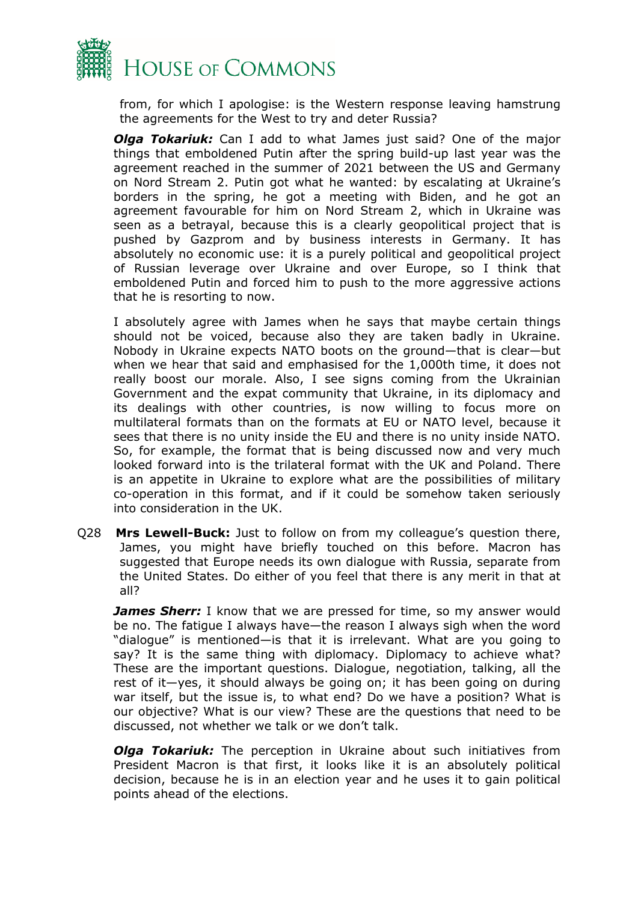from, for which I apologise: is the Western response leaving hamstrung the agreements for the West to try and deter Russia?

***Olga Tokariuk:*** Can I add to what James just said? One of the major things that emboldened Putin after the spring build-up last year was the agreement reached in the summer of 2021 between the US and Germany on Nord Stream 2. Putin got what he wanted: by escalating at Ukraine's borders in the spring, he got a meeting with Biden, and he got an agreement favourable for him on Nord Stream 2, which in Ukraine was seen as a betrayal, because this is a clearly geopolitical project that is pushed by Gazprom and by business interests in Germany. It has absolutely no economic use: it is a purely political and geopolitical project of Russian leverage over Ukraine and over Europe, so I think that emboldened Putin and forced him to push to the more aggressive actions that he is resorting to now.

I absolutely agree with James when he says that maybe certain things should not be voiced, because also they are taken badly in Ukraine. Nobody in Ukraine expects NATO boots on the ground—that is clear—but when we hear that said and emphasised for the 1,000th time, it does not really boost our morale. Also, I see signs coming from the Ukrainian Government and the expat community that Ukraine, in its diplomacy and its dealings with other countries, is now willing to focus more on multilateral formats than on the formats at EU or NATO level, because it sees that there is no unity inside the EU and there is no unity inside NATO. So, for example, the format that is being discussed now and very much looked forward into is the trilateral format with the UK and Poland. There is an appetite in Ukraine to explore what are the possibilities of military co-operation in this format, and if it could be somehow taken seriously into consideration in the UK.

Q28 **Mrs Lewell-Buck:** Just to follow on from my colleague's question there, James, you might have briefly touched on this before. Macron has suggested that Europe needs its own dialogue with Russia, separate from the United States. Do either of you feel that there is any merit in that at all?

***James Sherr:*** I know that we are pressed for time, so my answer would be no. The fatigue I always have—the reason I always sigh when the word "dialogue" is mentioned—is that it is irrelevant. What are you going to say? It is the same thing with diplomacy. Diplomacy to achieve what? These are the important questions. Dialogue, negotiation, talking, all the rest of it—yes, it should always be going on; it has been going on during war itself, but the issue is, to what end? Do we have a position? What is our objective? What is our view? These are the questions that need to be discussed, not whether we talk or we don't talk.

***Olga Tokariuk:*** The perception in Ukraine about such initiatives from President Macron is that first, it looks like it is an absolutely political decision, because he is in an election year and he uses it to gain political points ahead of the elections.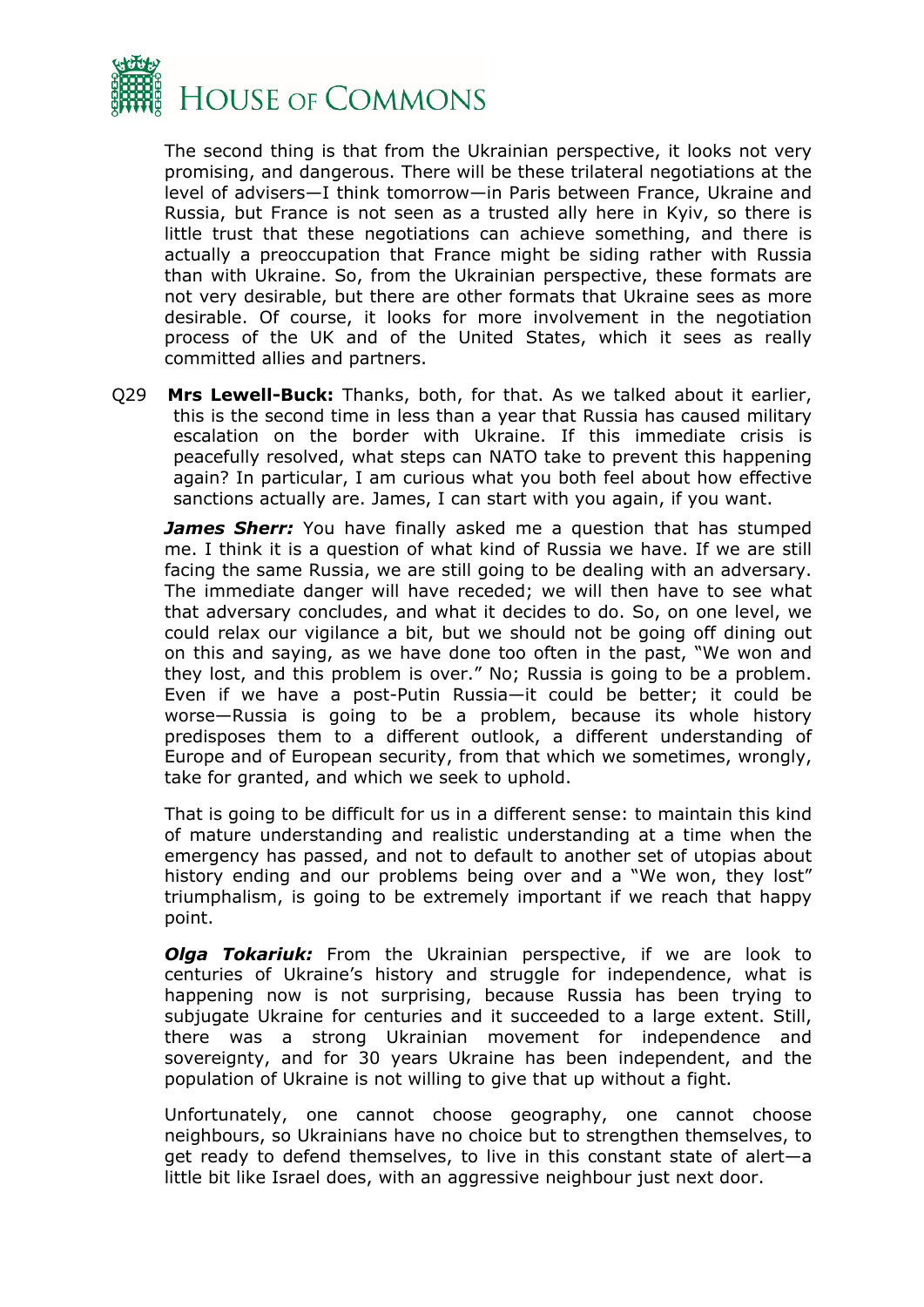The second thing is that from the Ukrainian perspective, it looks not very promising, and dangerous. There will be these trilateral negotiations at the level of advisers—I think tomorrow—in Paris between France, Ukraine and Russia, but France is not seen as a trusted ally here in Kyiv, so there is little trust that these negotiations can achieve something, and there is actually a preoccupation that France might be siding rather with Russia than with Ukraine. So, from the Ukrainian perspective, these formats are not very desirable, but there are other formats that Ukraine sees as more desirable. Of course, it looks for more involvement in the negotiation process of the UK and of the United States, which it sees as really committed allies and partners.

Q29 **Mrs Lewell-Buck:** Thanks, both, for that. As we talked about it earlier, this is the second time in less than a year that Russia has caused military escalation on the border with Ukraine. If this immediate crisis is peacefully resolved, what steps can NATO take to prevent this happening again? In particular, I am curious what you both feel about how effective sanctions actually are. James, I can start with you again, if you want.

***James Sherr:*** You have finally asked me a question that has stumped me. I think it is a question of what kind of Russia we have. If we are still facing the same Russia, we are still going to be dealing with an adversary. The immediate danger will have receded; we will then have to see what that adversary concludes, and what it decides to do. So, on one level, we could relax our vigilance a bit, but we should not be going off dining out on this and saying, as we have done too often in the past, "We won and they lost, and this problem is over." No; Russia is going to be a problem. Even if we have a post-Putin Russia—it could be better; it could be worse—Russia is going to be a problem, because its whole history predisposes them to a different outlook, a different understanding of Europe and of European security, from that which we sometimes, wrongly, take for granted, and which we seek to uphold.

That is going to be difficult for us in a different sense: to maintain this kind of mature understanding and realistic understanding at a time when the emergency has passed, and not to default to another set of utopias about history ending and our problems being over and a "We won, they lost" triumphalism, is going to be extremely important if we reach that happy point.

***Olga Tokariuk:*** From the Ukrainian perspective, if we are look to centuries of Ukraine's history and struggle for independence, what is happening now is not surprising, because Russia has been trying to subjugate Ukraine for centuries and it succeeded to a large extent. Still, there was a strong Ukrainian movement for independence and sovereignty, and for 30 years Ukraine has been independent, and the population of Ukraine is not willing to give that up without a fight.

Unfortunately, one cannot choose geography, one cannot choose neighbours, so Ukrainians have no choice but to strengthen themselves, to get ready to defend themselves, to live in this constant state of alert—a little bit like Israel does, with an aggressive neighbour just next door.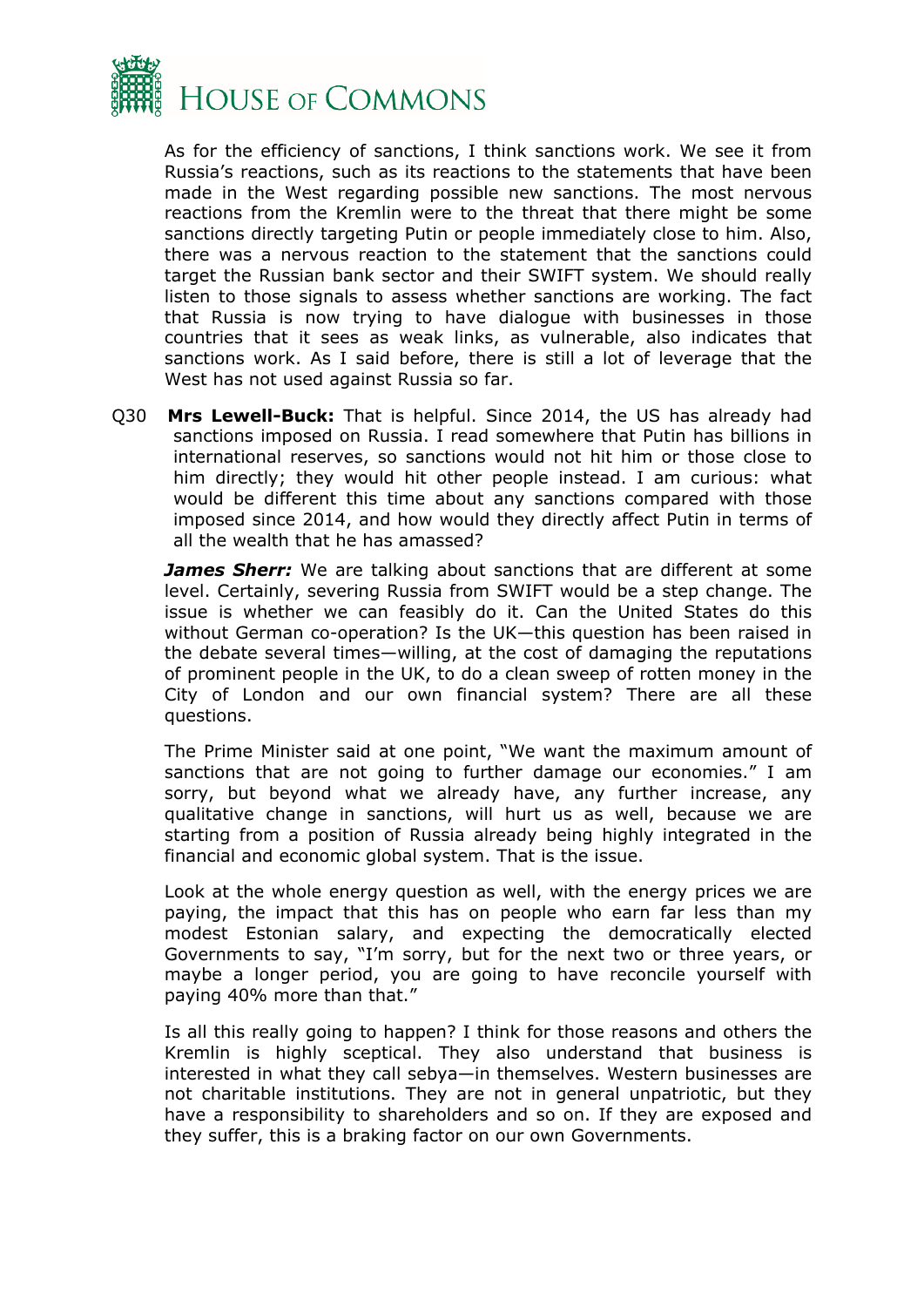As for the efficiency of sanctions, I think sanctions work. We see it from Russia's reactions, such as its reactions to the statements that have been made in the West regarding possible new sanctions. The most nervous reactions from the Kremlin were to the threat that there might be some sanctions directly targeting Putin or people immediately close to him. Also, there was a nervous reaction to the statement that the sanctions could target the Russian bank sector and their SWIFT system. We should really listen to those signals to assess whether sanctions are working. The fact that Russia is now trying to have dialogue with businesses in those countries that it sees as weak links, as vulnerable, also indicates that sanctions work. As I said before, there is still a lot of leverage that the West has not used against Russia so far.

Q30 **Mrs Lewell-Buck:** That is helpful. Since 2014, the US has already had sanctions imposed on Russia. I read somewhere that Putin has billions in international reserves, so sanctions would not hit him or those close to him directly; they would hit other people instead. I am curious: what would be different this time about any sanctions compared with those imposed since 2014, and how would they directly affect Putin in terms of all the wealth that he has amassed?

***James Sherr:*** We are talking about sanctions that are different at some level. Certainly, severing Russia from SWIFT would be a step change. The issue is whether we can feasibly do it. Can the United States do this without German co-operation? Is the UK—this question has been raised in the debate several times—willing, at the cost of damaging the reputations of prominent people in the UK, to do a clean sweep of rotten money in the City of London and our own financial system? There are all these questions.

The Prime Minister said at one point, "We want the maximum amount of sanctions that are not going to further damage our economies." I am sorry, but beyond what we already have, any further increase, any qualitative change in sanctions, will hurt us as well, because we are starting from a position of Russia already being highly integrated in the financial and economic global system. That is the issue.

Look at the whole energy question as well, with the energy prices we are paying, the impact that this has on people who earn far less than my modest Estonian salary, and expecting the democratically elected Governments to say, "I'm sorry, but for the next two or three years, or maybe a longer period, you are going to have reconcile yourself with paying 40% more than that."

Is all this really going to happen? I think for those reasons and others the Kremlin is highly sceptical. They also understand that business is interested in what they call sebya—in themselves. Western businesses are not charitable institutions. They are not in general unpatriotic, but they have a responsibility to shareholders and so on. If they are exposed and they suffer, this is a braking factor on our own Governments.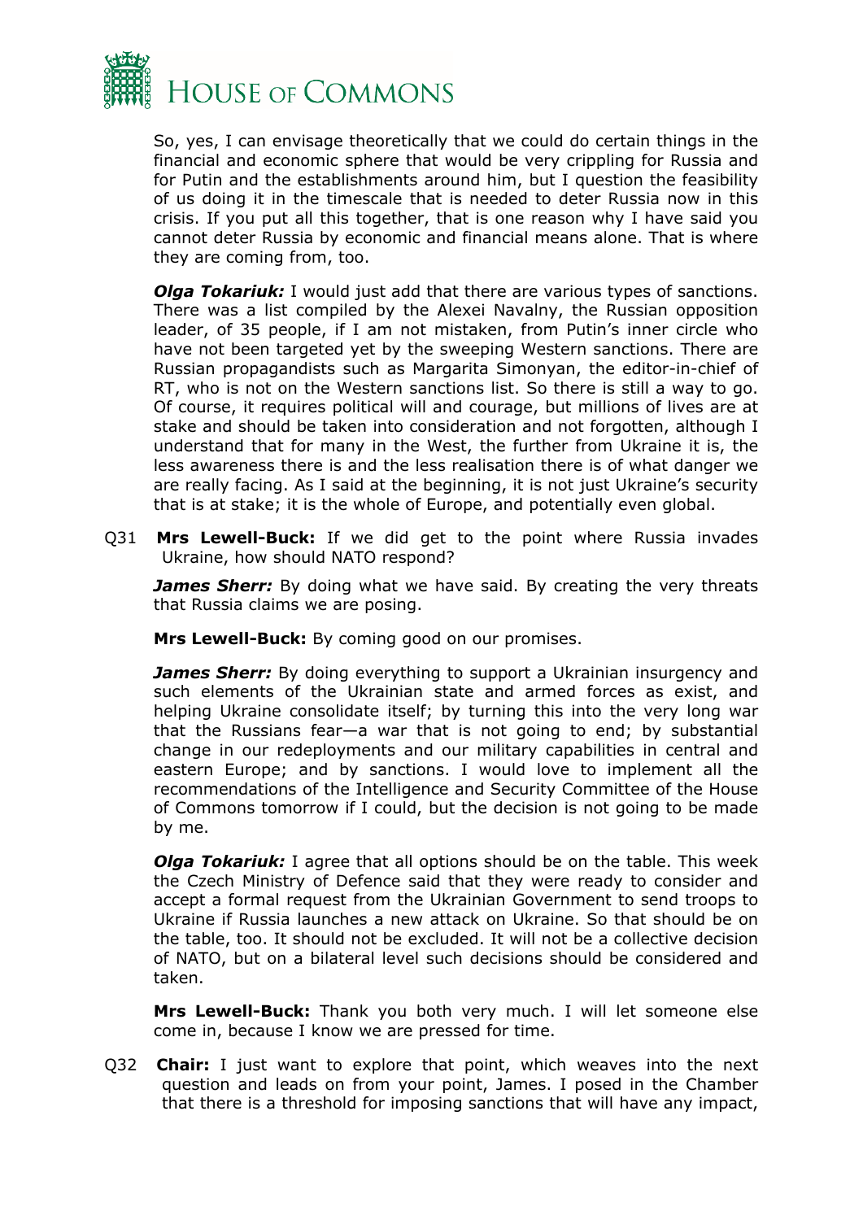So, yes, I can envisage theoretically that we could do certain things in the financial and economic sphere that would be very crippling for Russia and for Putin and the establishments around him, but I question the feasibility of us doing it in the timescale that is needed to deter Russia now in this crisis. If you put all this together, that is one reason why I have said you cannot deter Russia by economic and financial means alone. That is where they are coming from, too.

***Olga Tokariuk:*** I would just add that there are various types of sanctions. There was a list compiled by the Alexei Navalny, the Russian opposition leader, of 35 people, if I am not mistaken, from Putin's inner circle who have not been targeted yet by the sweeping Western sanctions. There are Russian propagandists such as Margarita Simonyan, the editor-in-chief of RT, who is not on the Western sanctions list. So there is still a way to go. Of course, it requires political will and courage, but millions of lives are at stake and should be taken into consideration and not forgotten, although I understand that for many in the West, the further from Ukraine it is, the less awareness there is and the less realisation there is of what danger we are really facing. As I said at the beginning, it is not just Ukraine's security that is at stake; it is the whole of Europe, and potentially even global.

Q31 **Mrs Lewell-Buck:** If we did get to the point where Russia invades Ukraine, how should NATO respond?

***James Sherr:*** By doing what we have said. By creating the very threats that Russia claims we are posing.

**Mrs Lewell-Buck:** By coming good on our promises.

***James Sherr:*** By doing everything to support a Ukrainian insurgency and such elements of the Ukrainian state and armed forces as exist, and helping Ukraine consolidate itself; by turning this into the very long war that the Russians fear—a war that is not going to end; by substantial change in our redeployments and our military capabilities in central and eastern Europe; and by sanctions. I would love to implement all the recommendations of the Intelligence and Security Committee of the House of Commons tomorrow if I could, but the decision is not going to be made by me.

***Olga Tokariuk:*** I agree that all options should be on the table. This week the Czech Ministry of Defence said that they were ready to consider and accept a formal request from the Ukrainian Government to send troops to Ukraine if Russia launches a new attack on Ukraine. So that should be on the table, too. It should not be excluded. It will not be a collective decision of NATO, but on a bilateral level such decisions should be considered and taken.

**Mrs Lewell-Buck:** Thank you both very much. I will let someone else come in, because I know we are pressed for time.

Q32 **Chair:** I just want to explore that point, which weaves into the next question and leads on from your point, James. I posed in the Chamber that there is a threshold for imposing sanctions that will have any impact,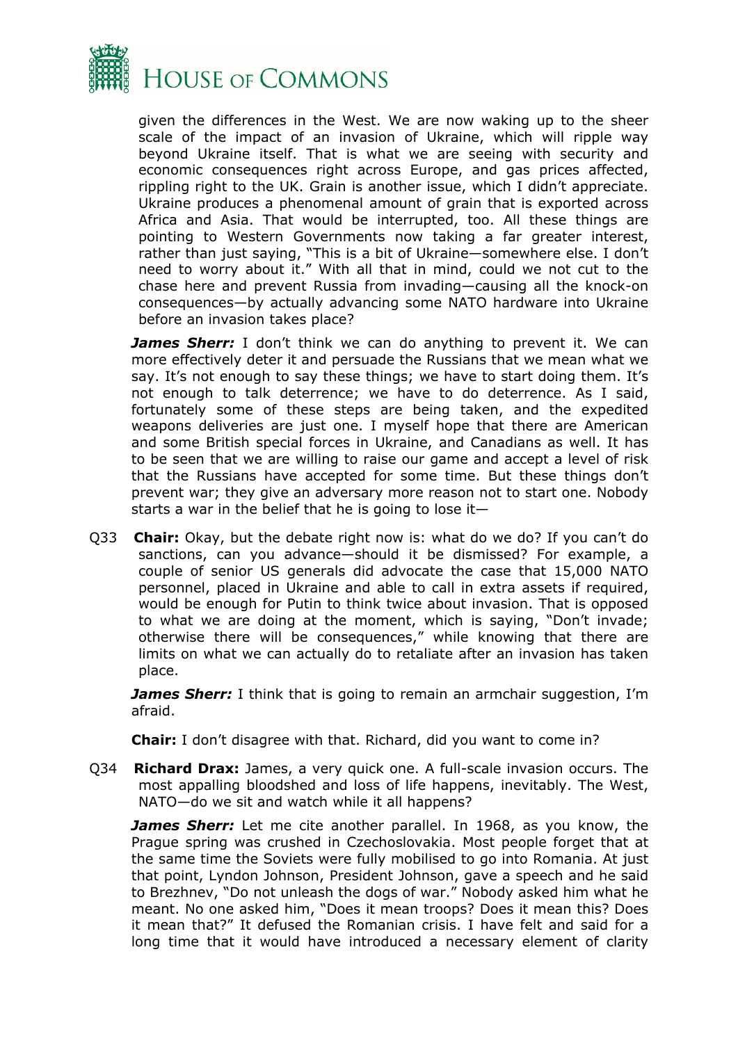given the differences in the West. We are now waking up to the sheer scale of the impact of an invasion of Ukraine, which will ripple way beyond Ukraine itself. That is what we are seeing with security and economic consequences right across Europe, and gas prices affected, rippling right to the UK. Grain is another issue, which I didn't appreciate. Ukraine produces a phenomenal amount of grain that is exported across Africa and Asia. That would be interrupted, too. All these things are pointing to Western Governments now taking a far greater interest, rather than just saying, "This is a bit of Ukraine—somewhere else. I don't need to worry about it." With all that in mind, could we not cut to the chase here and prevent Russia from invading—causing all the knock-on consequences—by actually advancing some NATO hardware into Ukraine before an invasion takes place?

***James Sherr:*** I don't think we can do anything to prevent it. We can more effectively deter it and persuade the Russians that we mean what we say. It's not enough to say these things; we have to start doing them. It's not enough to talk deterrence; we have to do deterrence. As I said, fortunately some of these steps are being taken, and the expedited weapons deliveries are just one. I myself hope that there are American and some British special forces in Ukraine, and Canadians as well. It has to be seen that we are willing to raise our game and accept a level of risk that the Russians have accepted for some time. But these things don't prevent war; they give an adversary more reason not to start one. Nobody starts a war in the belief that he is going to lose it—

Q33 **Chair:** Okay, but the debate right now is: what do we do? If you can't do sanctions, can you advance—should it be dismissed? For example, a couple of senior US generals did advocate the case that 15,000 NATO personnel, placed in Ukraine and able to call in extra assets if required, would be enough for Putin to think twice about invasion. That is opposed to what we are doing at the moment, which is saying, "Don't invade; otherwise there will be consequences," while knowing that there are limits on what we can actually do to retaliate after an invasion has taken place.

***James Sherr:*** I think that is going to remain an armchair suggestion, I'm afraid.

**Chair:** I don't disagree with that. Richard, did you want to come in?

Q34 **Richard Drax:** James, a very quick one. A full-scale invasion occurs. The most appalling bloodshed and loss of life happens, inevitably. The West, NATO—do we sit and watch while it all happens?

***James Sherr:*** Let me cite another parallel. In 1968, as you know, the Prague spring was crushed in Czechoslovakia. Most people forget that at the same time the Soviets were fully mobilised to go into Romania. At just that point, Lyndon Johnson, President Johnson, gave a speech and he said to Brezhnev, "Do not unleash the dogs of war." Nobody asked him what he meant. No one asked him, "Does it mean troops? Does it mean this? Does it mean that?" It defused the Romanian crisis. I have felt and said for a long time that it would have introduced a necessary element of clarity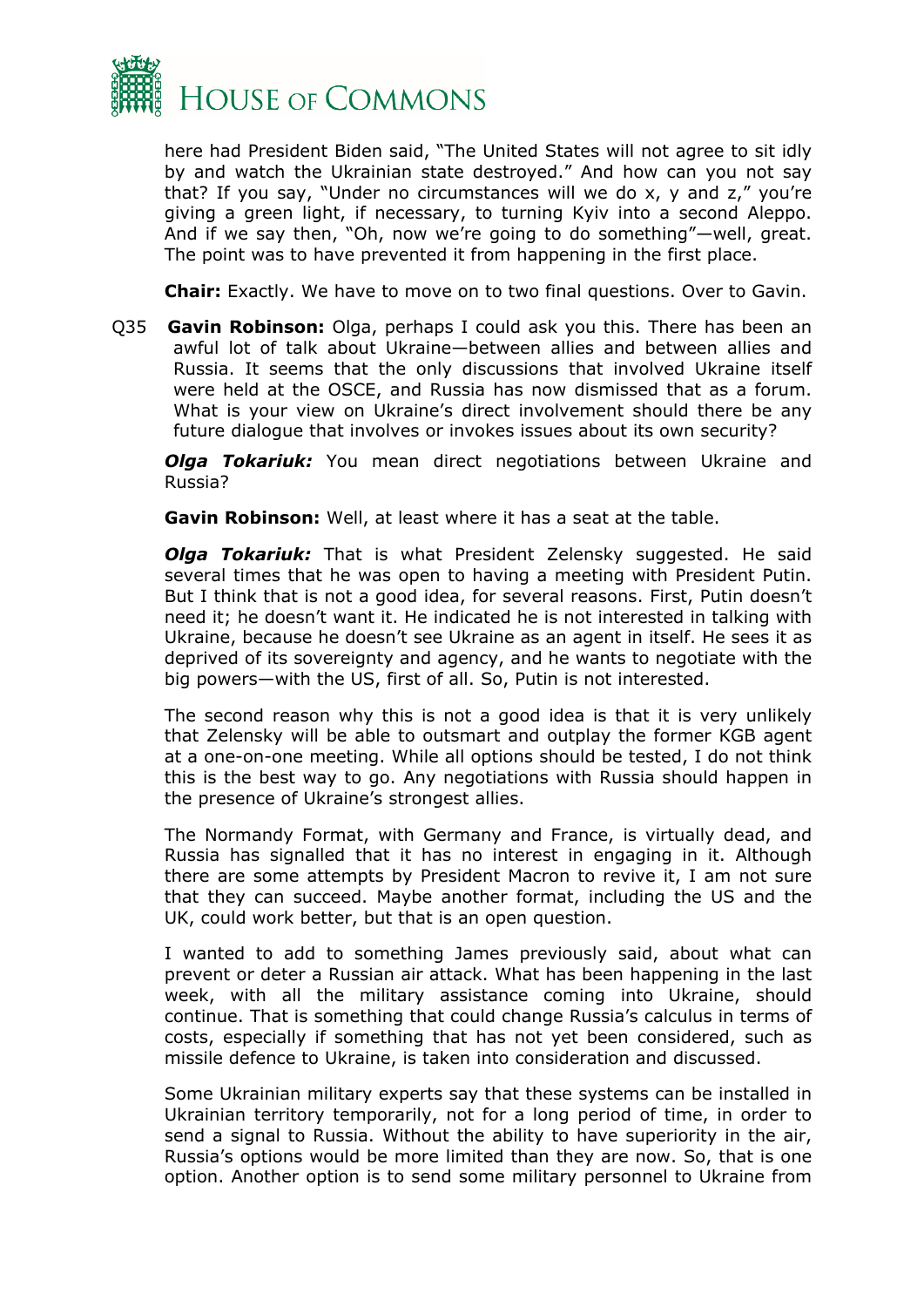here had President Biden said, "The United States will not agree to sit idly by and watch the Ukrainian state destroyed." And how can you not say that? If you say, "Under no circumstances will we do x, y and z," you're giving a green light, if necessary, to turning Kyiv into a second Aleppo. And if we say then, "Oh, now we're going to do something"—well, great. The point was to have prevented it from happening in the first place.

**Chair:** Exactly. We have to move on to two final questions. Over to Gavin.

Q35 **Gavin Robinson:** Olga, perhaps I could ask you this. There has been an awful lot of talk about Ukraine—between allies and between allies and Russia. It seems that the only discussions that involved Ukraine itself were held at the OSCE, and Russia has now dismissed that as a forum. What is your view on Ukraine's direct involvement should there be any future dialogue that involves or invokes issues about its own security?

***Olga Tokariuk:*** You mean direct negotiations between Ukraine and Russia?

**Gavin Robinson:** Well, at least where it has a seat at the table.

***Olga Tokariuk:*** That is what President Zelensky suggested. He said several times that he was open to having a meeting with President Putin. But I think that is not a good idea, for several reasons. First, Putin doesn't need it; he doesn't want it. He indicated he is not interested in talking with Ukraine, because he doesn't see Ukraine as an agent in itself. He sees it as deprived of its sovereignty and agency, and he wants to negotiate with the big powers—with the US, first of all. So, Putin is not interested.

The second reason why this is not a good idea is that it is very unlikely that Zelensky will be able to outsmart and outplay the former KGB agent at a one-on-one meeting. While all options should be tested, I do not think this is the best way to go. Any negotiations with Russia should happen in the presence of Ukraine's strongest allies.

The Normandy Format, with Germany and France, is virtually dead, and Russia has signalled that it has no interest in engaging in it. Although there are some attempts by President Macron to revive it, I am not sure that they can succeed. Maybe another format, including the US and the UK, could work better, but that is an open question.

I wanted to add to something James previously said, about what can prevent or deter a Russian air attack. What has been happening in the last week, with all the military assistance coming into Ukraine, should continue. That is something that could change Russia's calculus in terms of costs, especially if something that has not yet been considered, such as missile defence to Ukraine, is taken into consideration and discussed.

Some Ukrainian military experts say that these systems can be installed in Ukrainian territory temporarily, not for a long period of time, in order to send a signal to Russia. Without the ability to have superiority in the air, Russia's options would be more limited than they are now. So, that is one option. Another option is to send some military personnel to Ukraine from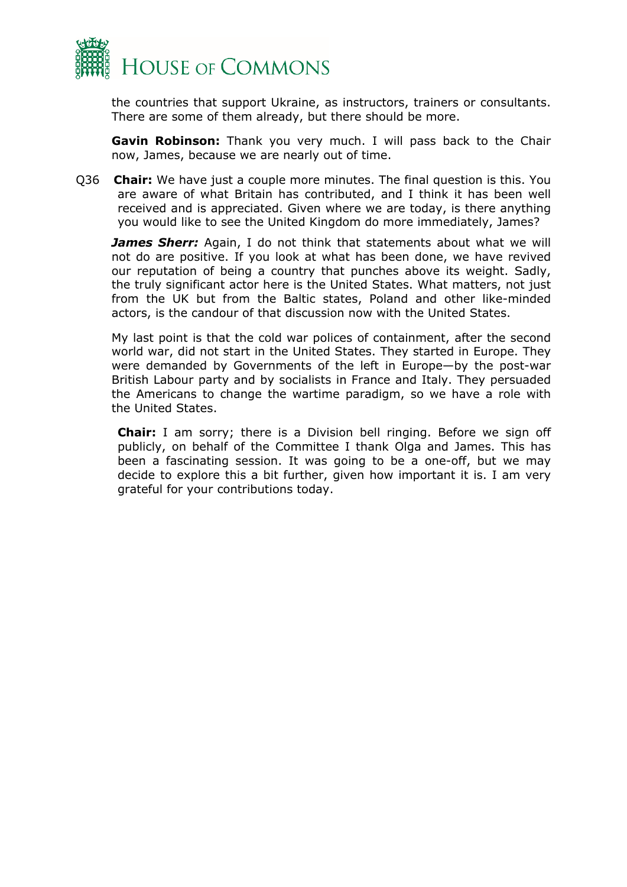the countries that support Ukraine, as instructors, trainers or consultants. There are some of them already, but there should be more.

**Gavin Robinson:** Thank you very much. I will pass back to the Chair now, James, because we are nearly out of time.

Q36 **Chair:** We have just a couple more minutes. The final question is this. You are aware of what Britain has contributed, and I think it has been well received and is appreciated. Given where we are today, is there anything you would like to see the United Kingdom do more immediately, James?

***James Sherr:*** Again, I do not think that statements about what we will not do are positive. If you look at what has been done, we have revived our reputation of being a country that punches above its weight. Sadly, the truly significant actor here is the United States. What matters, not just from the UK but from the Baltic states, Poland and other like-minded actors, is the candour of that discussion now with the United States.

My last point is that the cold war polices of containment, after the second world war, did not start in the United States. They started in Europe. They were demanded by Governments of the left in Europe—by the post-war British Labour party and by socialists in France and Italy. They persuaded the Americans to change the wartime paradigm, so we have a role with the United States.

**Chair:** I am sorry; there is a Division bell ringing. Before we sign off publicly, on behalf of the Committee I thank Olga and James. This has been a fascinating session. It was going to be a one-off, but we may decide to explore this a bit further, given how important it is. I am very grateful for your contributions today.